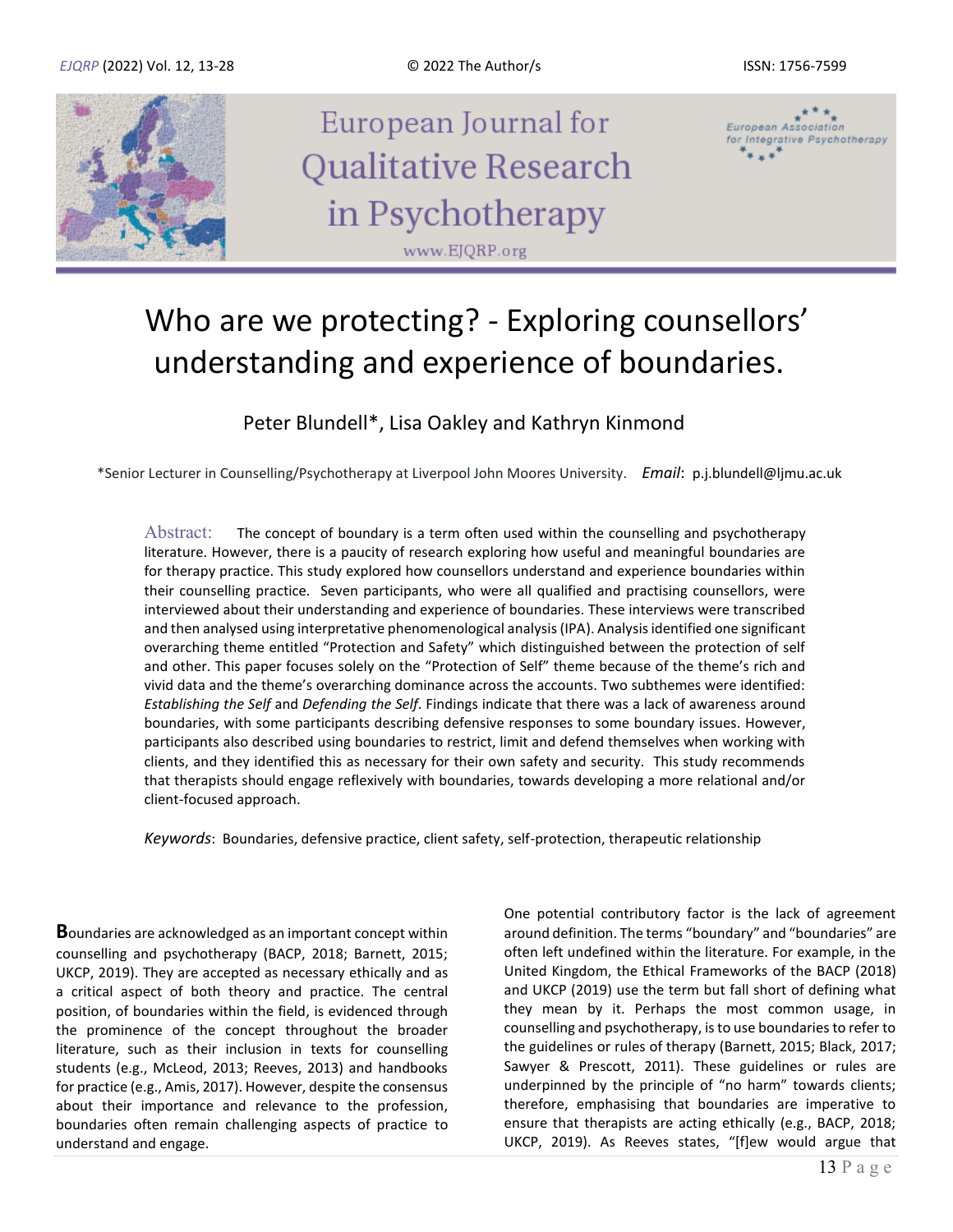# Who are we protecting? - Exploring counsellors' understanding and experience of boundaries.

Peter Blundell*, Lisa Oakley and Kathryn Kinmond

*Senior Lecturer in Counselling/Psychotherapy at Liverpool John Moores University. *Email*: p.j.blundell@ljmu.ac.uk

**Abstract:** The concept of boundary is a term often used within the counselling and psychotherapy literature. However, there is a paucity of research exploring how useful and meaningful boundaries are for therapy practice. This study explored how counsellors understand and experience boundaries within their counselling practice. Seven participants, who were all qualified and practising counsellors, were interviewed about their understanding and experience of boundaries. These interviews were transcribed and then analysed using interpretative phenomenological analysis (IPA). Analysis identified one significant overarching theme entitled "Protection and Safety" which distinguished between the protection of self and other. This paper focuses solely on the "Protection of Self" theme because of the theme's rich and vivid data and the theme's overarching dominance across the accounts. Two subthemes were identified: *Establishing the Self* and *Defending the Self*. Findings indicate that there was a lack of awareness around boundaries, with some participants describing defensive responses to some boundary issues. However, participants also described using boundaries to restrict, limit and defend themselves when working with clients, and they identified this as necessary for their own safety and security. This study recommends that therapists should engage reflexively with boundaries, towards developing a more relational and/or client-focused approach.

*Keywords*: Boundaries, defensive practice, client safety, self-protection, therapeutic relationship

**B**oundaries are acknowledged as an important concept within counselling and psychotherapy (BACP, 2018; Barnett, 2015; UKCP, 2019). They are accepted as necessary ethically and as a critical aspect of both theory and practice. The central position, of boundaries within the field, is evidenced through the prominence of the concept throughout the broader literature, such as their inclusion in texts for counselling students (e.g., McLeod, 2013; Reeves, 2013) and handbooks for practice (e.g., Amis, 2017). However, despite the consensus about their importance and relevance to the profession, boundaries often remain challenging aspects of practice to understand and engage.

One potential contributory factor is the lack of agreement around definition. The terms "boundary" and "boundaries" are often left undefined within the literature. For example, in the United Kingdom, the Ethical Frameworks of the BACP (2018) and UKCP (2019) use the term but fall short of defining what they mean by it. Perhaps the most common usage, in counselling and psychotherapy, is to use boundaries to refer to the guidelines or rules of therapy (Barnett, 2015; Black, 2017; Sawyer & Prescott, 2011). These guidelines or rules are underpinned by the principle of "no harm" towards clients; therefore, emphasising that boundaries are imperative to ensure that therapists are acting ethically (e.g., BACP, 2018; UKCP, 2019). As Reeves states, "[f]ew would argue that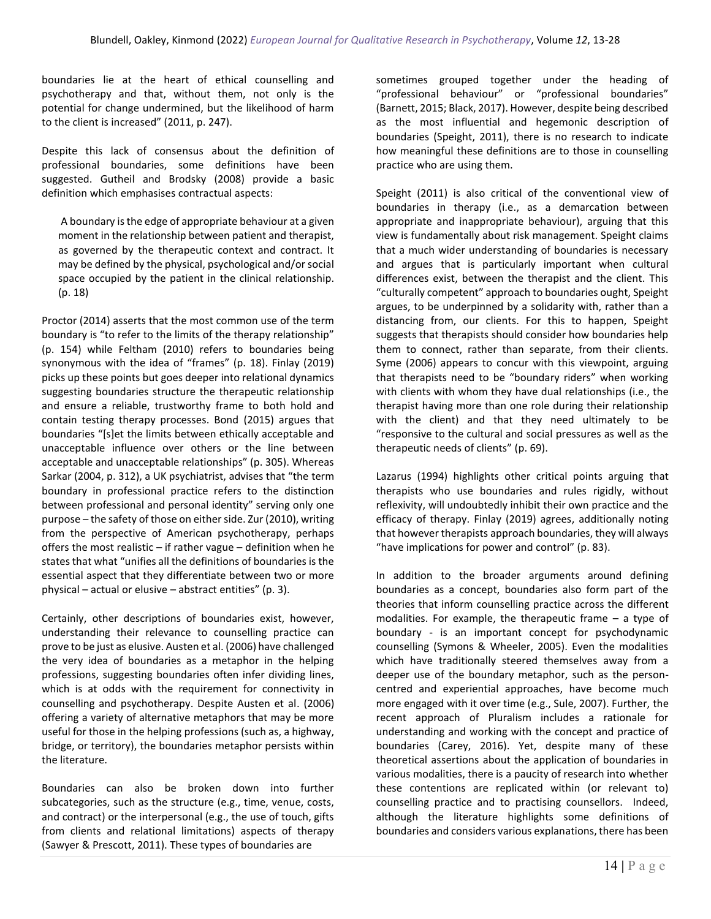boundaries lie at the heart of ethical counselling and psychotherapy and that, without them, not only is the potential for change undermined, but the likelihood of harm to the client is increased" (2011, p. 247).

Despite this lack of consensus about the definition of professional boundaries, some definitions have been suggested. Gutheil and Brodsky (2008) provide a basic definition which emphasises contractual aspects:

> A boundary is the edge of appropriate behaviour at a given moment in the relationship between patient and therapist, as governed by the therapeutic context and contract. It may be defined by the physical, psychological and/or social space occupied by the patient in the clinical relationship. (p. 18)

Proctor (2014) asserts that the most common use of the term boundary is "to refer to the limits of the therapy relationship" (p. 154) while Feltham (2010) refers to boundaries being synonymous with the idea of "frames" (p. 18). Finlay (2019) picks up these points but goes deeper into relational dynamics suggesting boundaries structure the therapeutic relationship and ensure a reliable, trustworthy frame to both hold and contain testing therapy processes. Bond (2015) argues that boundaries "[s]et the limits between ethically acceptable and unacceptable influence over others or the line between acceptable and unacceptable relationships" (p. 305). Whereas Sarkar (2004, p. 312), a UK psychiatrist, advises that "the term boundary in professional practice refers to the distinction between professional and personal identity" serving only one purpose – the safety of those on either side. Zur (2010), writing from the perspective of American psychotherapy, perhaps offers the most realistic – if rather vague – definition when he states that what "unifies all the definitions of boundaries is the essential aspect that they differentiate between two or more physical – actual or elusive – abstract entities" (p. 3).

Certainly, other descriptions of boundaries exist, however, understanding their relevance to counselling practice can prove to be just as elusive. Austen et al. (2006) have challenged the very idea of boundaries as a metaphor in the helping professions, suggesting boundaries often infer dividing lines, which is at odds with the requirement for connectivity in counselling and psychotherapy. Despite Austen et al. (2006) offering a variety of alternative metaphors that may be more useful for those in the helping professions (such as, a highway, bridge, or territory), the boundaries metaphor persists within the literature.

Boundaries can also be broken down into further subcategories, such as the structure (e.g., time, venue, costs, and contract) or the interpersonal (e.g., the use of touch, gifts from clients and relational limitations) aspects of therapy (Sawyer & Prescott, 2011). These types of boundaries are sometimes grouped together under the heading of "professional behaviour" or "professional boundaries" (Barnett, 2015; Black, 2017). However, despite being described as the most influential and hegemonic description of boundaries (Speight, 2011), there is no research to indicate how meaningful these definitions are to those in counselling practice who are using them.

Speight (2011) is also critical of the conventional view of boundaries in therapy (i.e., as a demarcation between appropriate and inappropriate behaviour), arguing that this view is fundamentally about risk management. Speight claims that a much wider understanding of boundaries is necessary and argues that is particularly important when cultural differences exist, between the therapist and the client. This "culturally competent" approach to boundaries ought, Speight argues, to be underpinned by a solidarity with, rather than a distancing from, our clients. For this to happen, Speight suggests that therapists should consider how boundaries help them to connect, rather than separate, from their clients. Syme (2006) appears to concur with this viewpoint, arguing that therapists need to be "boundary riders" when working with clients with whom they have dual relationships (i.e., the therapist having more than one role during their relationship with the client) and that they need ultimately to be "responsive to the cultural and social pressures as well as the therapeutic needs of clients" (p. 69).

Lazarus (1994) highlights other critical points arguing that therapists who use boundaries and rules rigidly, without reflexivity, will undoubtedly inhibit their own practice and the efficacy of therapy. Finlay (2019) agrees, additionally noting that however therapists approach boundaries, they will always "have implications for power and control" (p. 83).

In addition to the broader arguments around defining boundaries as a concept, boundaries also form part of the theories that inform counselling practice across the different modalities. For example, the therapeutic frame – a type of boundary - is an important concept for psychodynamic counselling (Symons & Wheeler, 2005). Even the modalities which have traditionally steered themselves away from a deeper use of the boundary metaphor, such as the person-centred and experiential approaches, have become much more engaged with it over time (e.g., Sule, 2007). Further, the recent approach of Pluralism includes a rationale for understanding and working with the concept and practice of boundaries (Carey, 2016). Yet, despite many of these theoretical assertions about the application of boundaries in various modalities, there is a paucity of research into whether these contentions are replicated within (or relevant to) counselling practice and to practising counsellors. Indeed, although the literature highlights some definitions of boundaries and considers various explanations, there has been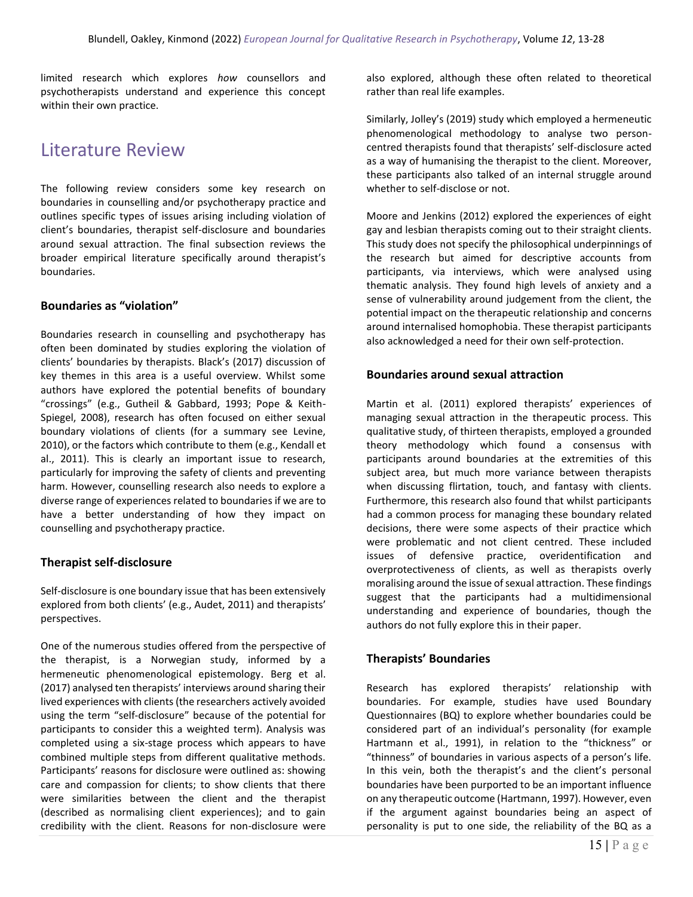limited research which explores *how* counsellors and psychotherapists understand and experience this concept within their own practice.

# Literature Review

The following review considers some key research on boundaries in counselling and/or psychotherapy practice and outlines specific types of issues arising including violation of client's boundaries, therapist self-disclosure and boundaries around sexual attraction. The final subsection reviews the broader empirical literature specifically around therapist's boundaries.

### Boundaries as "violation"

Boundaries research in counselling and psychotherapy has often been dominated by studies exploring the violation of clients' boundaries by therapists. Black's (2017) discussion of key themes in this area is a useful overview. Whilst some authors have explored the potential benefits of boundary "crossings" (e.g., Gutheil & Gabbard, 1993; Pope & Keith-Spiegel, 2008), research has often focused on either sexual boundary violations of clients (for a summary see Levine, 2010), or the factors which contribute to them (e.g., Kendall et al., 2011). This is clearly an important issue to research, particularly for improving the safety of clients and preventing harm. However, counselling research also needs to explore a diverse range of experiences related to boundaries if we are to have a better understanding of how they impact on counselling and psychotherapy practice.

### Therapist self-disclosure

Self-disclosure is one boundary issue that has been extensively explored from both clients' (e.g., Audet, 2011) and therapists' perspectives.

One of the numerous studies offered from the perspective of the therapist, is a Norwegian study, informed by a hermeneutic phenomenological epistemology. Berg et al. (2017) analysed ten therapists' interviews around sharing their lived experiences with clients (the researchers actively avoided using the term "self-disclosure" because of the potential for participants to consider this a weighted term). Analysis was completed using a six-stage process which appears to have combined multiple steps from different qualitative methods. Participants' reasons for disclosure were outlined as: showing care and compassion for clients; to show clients that there were similarities between the client and the therapist (described as normalising client experiences); and to gain credibility with the client. Reasons for non-disclosure were also explored, although these often related to theoretical rather than real life examples.

Similarly, Jolley's (2019) study which employed a hermeneutic phenomenological methodology to analyse two person-centred therapists found that therapists' self-disclosure acted as a way of humanising the therapist to the client. Moreover, these participants also talked of an internal struggle around whether to self-disclose or not.

Moore and Jenkins (2012) explored the experiences of eight gay and lesbian therapists coming out to their straight clients. This study does not specify the philosophical underpinnings of the research but aimed for descriptive accounts from participants, via interviews, which were analysed using thematic analysis. They found high levels of anxiety and a sense of vulnerability around judgement from the client, the potential impact on the therapeutic relationship and concerns around internalised homophobia. These therapist participants also acknowledged a need for their own self-protection.

### Boundaries around sexual attraction

Martin et al. (2011) explored therapists' experiences of managing sexual attraction in the therapeutic process. This qualitative study, of thirteen therapists, employed a grounded theory methodology which found a consensus with participants around boundaries at the extremities of this subject area, but much more variance between therapists when discussing flirtation, touch, and fantasy with clients. Furthermore, this research also found that whilst participants had a common process for managing these boundary related decisions, there were some aspects of their practice which were problematic and not client centred. These included issues of defensive practice, overidentification and overprotectiveness of clients, as well as therapists overly moralising around the issue of sexual attraction. These findings suggest that the participants had a multidimensional understanding and experience of boundaries, though the authors do not fully explore this in their paper.

### Therapists' Boundaries

Research has explored therapists' relationship with boundaries. For example, studies have used Boundary Questionnaires (BQ) to explore whether boundaries could be considered part of an individual's personality (for example Hartmann et al., 1991), in relation to the "thickness" or "thinness" of boundaries in various aspects of a person's life. In this vein, both the therapist's and the client's personal boundaries have been purported to be an important influence on any therapeutic outcome (Hartmann, 1997). However, even if the argument against boundaries being an aspect of personality is put to one side, the reliability of the BQ as a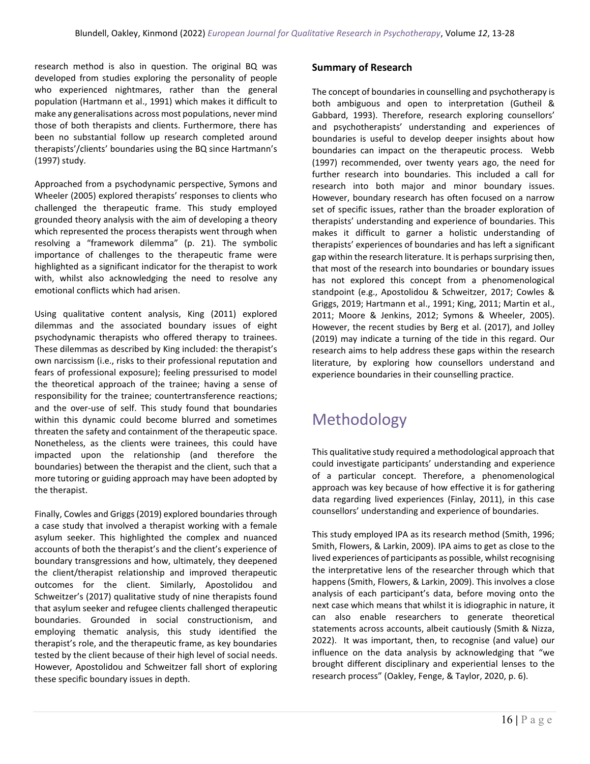research method is also in question. The original BQ was developed from studies exploring the personality of people who experienced nightmares, rather than the general population (Hartmann et al., 1991) which makes it difficult to make any generalisations across most populations, never mind those of both therapists and clients. Furthermore, there has been no substantial follow up research completed around therapists'/clients' boundaries using the BQ since Hartmann's (1997) study.

Approached from a psychodynamic perspective, Symons and Wheeler (2005) explored therapists' responses to clients who challenged the therapeutic frame. This study employed grounded theory analysis with the aim of developing a theory which represented the process therapists went through when resolving a "framework dilemma" (p. 21). The symbolic importance of challenges to the therapeutic frame were highlighted as a significant indicator for the therapist to work with, whilst also acknowledging the need to resolve any emotional conflicts which had arisen.

Using qualitative content analysis, King (2011) explored dilemmas and the associated boundary issues of eight psychodynamic therapists who offered therapy to trainees. These dilemmas as described by King included: the therapist's own narcissism (i.e., risks to their professional reputation and fears of professional exposure); feeling pressurised to model the theoretical approach of the trainee; having a sense of responsibility for the trainee; countertransference reactions; and the over-use of self. This study found that boundaries within this dynamic could become blurred and sometimes threaten the safety and containment of the therapeutic space. Nonetheless, as the clients were trainees, this could have impacted upon the relationship (and therefore the boundaries) between the therapist and the client, such that a more tutoring or guiding approach may have been adopted by the therapist.

Finally, Cowles and Griggs (2019) explored boundaries through a case study that involved a therapist working with a female asylum seeker. This highlighted the complex and nuanced accounts of both the therapist's and the client's experience of boundary transgressions and how, ultimately, they deepened the client/therapist relationship and improved therapeutic outcomes for the client. Similarly, Apostolidou and Schweitzer's (2017) qualitative study of nine therapists found that asylum seeker and refugee clients challenged therapeutic boundaries. Grounded in social constructionism, and employing thematic analysis, this study identified the therapist's role, and the therapeutic frame, as key boundaries tested by the client because of their high level of social needs. However, Apostolidou and Schweitzer fall short of exploring these specific boundary issues in depth.

### Summary of Research

The concept of boundaries in counselling and psychotherapy is both ambiguous and open to interpretation (Gutheil & Gabbard, 1993). Therefore, research exploring counsellors' and psychotherapists' understanding and experiences of boundaries is useful to develop deeper insights about how boundaries can impact on the therapeutic process. Webb (1997) recommended, over twenty years ago, the need for further research into boundaries. This included a call for research into both major and minor boundary issues. However, boundary research has often focused on a narrow set of specific issues, rather than the broader exploration of therapists' understanding and experience of boundaries. This makes it difficult to garner a holistic understanding of therapists' experiences of boundaries and has left a significant gap within the research literature. It is perhaps surprising then, that most of the research into boundaries or boundary issues has not explored this concept from a phenomenological standpoint (e.g., Apostolidou & Schweitzer, 2017; Cowles & Griggs, 2019; Hartmann et al., 1991; King, 2011; Martin et al., 2011; Moore & Jenkins, 2012; Symons & Wheeler, 2005). However, the recent studies by Berg et al. (2017), and Jolley (2019) may indicate a turning of the tide in this regard. Our research aims to help address these gaps within the research literature, by exploring how counsellors understand and experience boundaries in their counselling practice.

## Methodology

This qualitative study required a methodological approach that could investigate participants' understanding and experience of a particular concept. Therefore, a phenomenological approach was key because of how effective it is for gathering data regarding lived experiences (Finlay, 2011), in this case counsellors' understanding and experience of boundaries.

This study employed IPA as its research method (Smith, 1996; Smith, Flowers, & Larkin, 2009). IPA aims to get as close to the lived experiences of participants as possible, whilst recognising the interpretative lens of the researcher through which that happens (Smith, Flowers, & Larkin, 2009). This involves a close analysis of each participant's data, before moving onto the next case which means that whilst it is idiographic in nature, it can also enable researchers to generate theoretical statements across accounts, albeit cautiously (Smith & Nizza, 2022). It was important, then, to recognise (and value) our influence on the data analysis by acknowledging that "we brought different disciplinary and experiential lenses to the research process" (Oakley, Fenge, & Taylor, 2020, p. 6).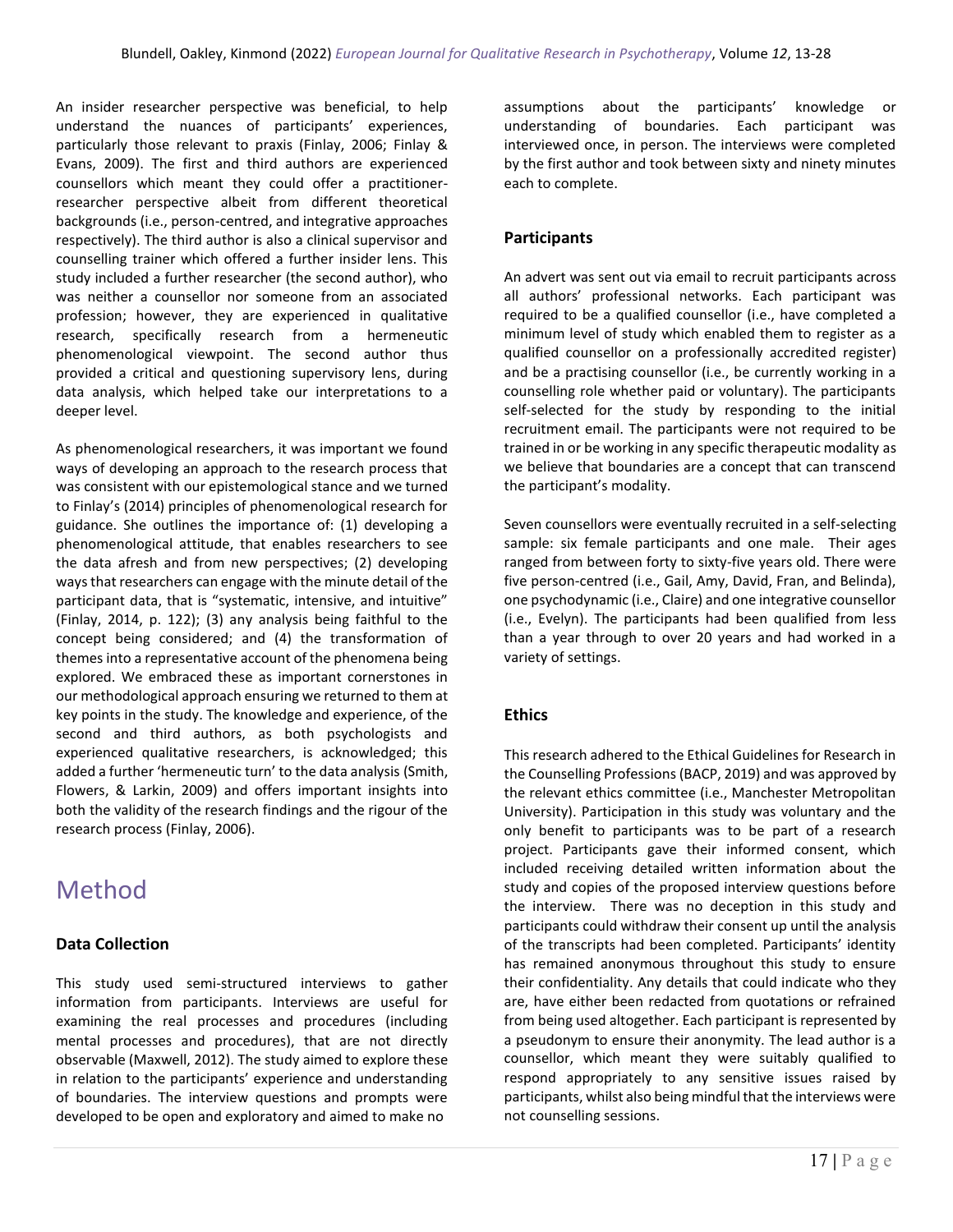An insider researcher perspective was beneficial, to help understand the nuances of participants' experiences, particularly those relevant to praxis (Finlay, 2006; Finlay & Evans, 2009). The first and third authors are experienced counsellors which meant they could offer a practitioner-researcher perspective albeit from different theoretical backgrounds (i.e., person-centred, and integrative approaches respectively). The third author is also a clinical supervisor and counselling trainer which offered a further insider lens. This study included a further researcher (the second author), who was neither a counsellor nor someone from an associated profession; however, they are experienced in qualitative research, specifically research from a hermeneutic phenomenological viewpoint. The second author thus provided a critical and questioning supervisory lens, during data analysis, which helped take our interpretations to a deeper level.

As phenomenological researchers, it was important we found ways of developing an approach to the research process that was consistent with our epistemological stance and we turned to Finlay's (2014) principles of phenomenological research for guidance. She outlines the importance of: (1) developing a phenomenological attitude, that enables researchers to see the data afresh and from new perspectives; (2) developing ways that researchers can engage with the minute detail of the participant data, that is "systematic, intensive, and intuitive" (Finlay, 2014, p. 122); (3) any analysis being faithful to the concept being considered; and (4) the transformation of themes into a representative account of the phenomena being explored. We embraced these as important cornerstones in our methodological approach ensuring we returned to them at key points in the study. The knowledge and experience, of the second and third authors, as both psychologists and experienced qualitative researchers, is acknowledged; this added a further 'hermeneutic turn' to the data analysis (Smith, Flowers, & Larkin, 2009) and offers important insights into both the validity of the research findings and the rigour of the research process (Finlay, 2006).

# Method

## Data Collection

This study used semi-structured interviews to gather information from participants. Interviews are useful for examining the real processes and procedures (including mental processes and procedures), that are not directly observable (Maxwell, 2012). The study aimed to explore these in relation to the participants' experience and understanding of boundaries. The interview questions and prompts were developed to be open and exploratory and aimed to make no assumptions about the participants' knowledge or understanding of boundaries. Each participant was interviewed once, in person. The interviews were completed by the first author and took between sixty and ninety minutes each to complete.

## Participants

An advert was sent out via email to recruit participants across all authors' professional networks. Each participant was required to be a qualified counsellor (i.e., have completed a minimum level of study which enabled them to register as a qualified counsellor on a professionally accredited register) and be a practising counsellor (i.e., be currently working in a counselling role whether paid or voluntary). The participants self-selected for the study by responding to the initial recruitment email. The participants were not required to be trained in or be working in any specific therapeutic modality as we believe that boundaries are a concept that can transcend the participant's modality.

Seven counsellors were eventually recruited in a self-selecting sample: six female participants and one male. Their ages ranged from between forty to sixty-five years old. There were five person-centred (i.e., Gail, Amy, David, Fran, and Belinda), one psychodynamic (i.e., Claire) and one integrative counsellor (i.e., Evelyn). The participants had been qualified from less than a year through to over 20 years and had worked in a variety of settings.

## Ethics

This research adhered to the Ethical Guidelines for Research in the Counselling Professions (BACP, 2019) and was approved by the relevant ethics committee (i.e., Manchester Metropolitan University). Participation in this study was voluntary and the only benefit to participants was to be part of a research project. Participants gave their informed consent, which included receiving detailed written information about the study and copies of the proposed interview questions before the interview. There was no deception in this study and participants could withdraw their consent up until the analysis of the transcripts had been completed. Participants' identity has remained anonymous throughout this study to ensure their confidentiality. Any details that could indicate who they are, have either been redacted from quotations or refrained from being used altogether. Each participant is represented by a pseudonym to ensure their anonymity. The lead author is a counsellor, which meant they were suitably qualified to respond appropriately to any sensitive issues raised by participants, whilst also being mindful that the interviews were not counselling sessions.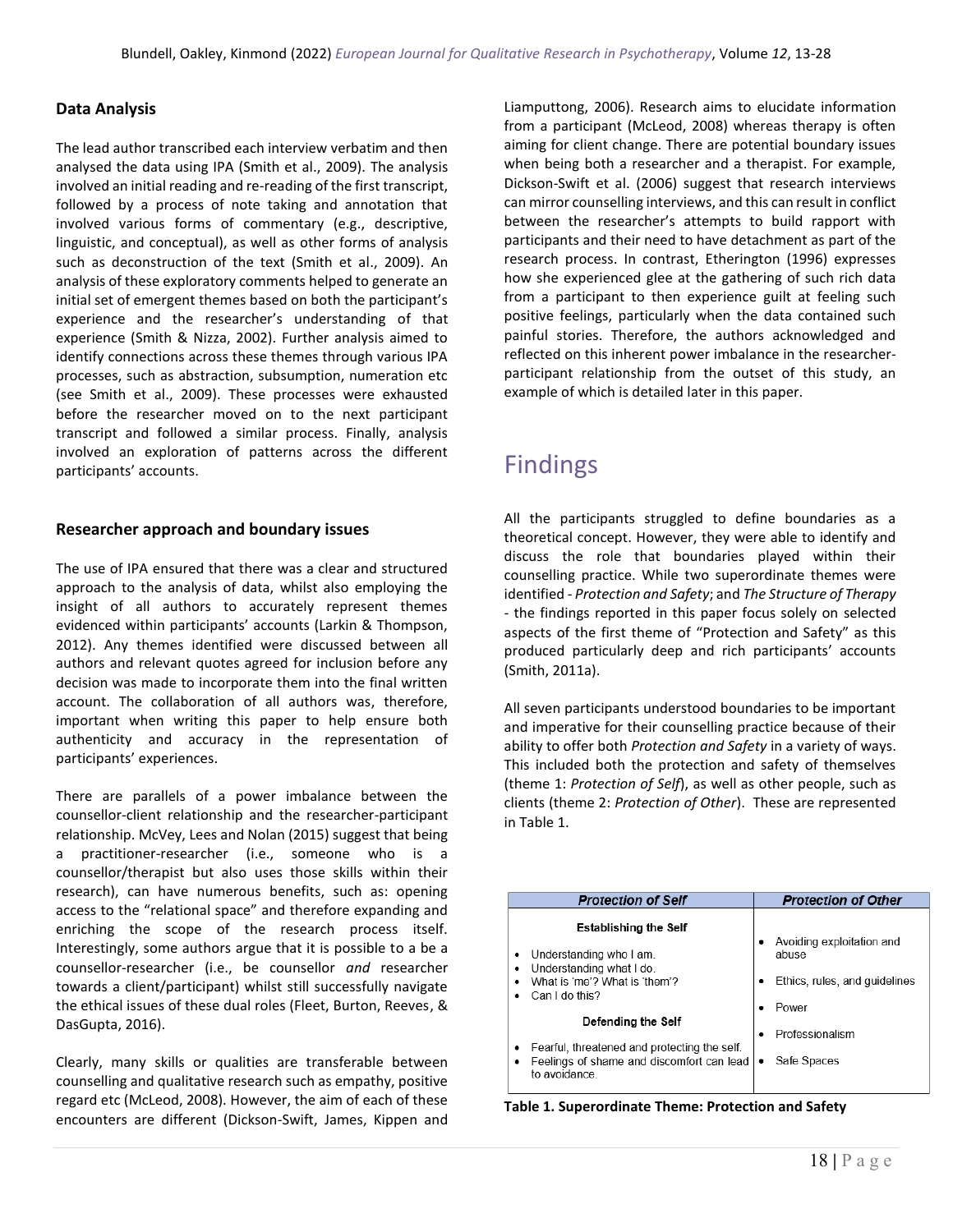### Data Analysis

The lead author transcribed each interview verbatim and then analysed the data using IPA (Smith et al., 2009). The analysis involved an initial reading and re-reading of the first transcript, followed by a process of note taking and annotation that involved various forms of commentary (e.g., descriptive, linguistic, and conceptual), as well as other forms of analysis such as deconstruction of the text (Smith et al., 2009). An analysis of these exploratory comments helped to generate an initial set of emergent themes based on both the participant's experience and the researcher's understanding of that experience (Smith & Nizza, 2002). Further analysis aimed to identify connections across these themes through various IPA processes, such as abstraction, subsumption, numeration etc (see Smith et al., 2009). These processes were exhausted before the researcher moved on to the next participant transcript and followed a similar process. Finally, analysis involved an exploration of patterns across the different participants' accounts.

### Researcher approach and boundary issues

The use of IPA ensured that there was a clear and structured approach to the analysis of data, whilst also employing the insight of all authors to accurately represent themes evidenced within participants' accounts (Larkin & Thompson, 2012). Any themes identified were discussed between all authors and relevant quotes agreed for inclusion before any decision was made to incorporate them into the final written account. The collaboration of all authors was, therefore, important when writing this paper to help ensure both authenticity and accuracy in the representation of participants' experiences.

There are parallels of a power imbalance between the counsellor-client relationship and the researcher-participant relationship. McVey, Lees and Nolan (2015) suggest that being a practitioner-researcher (i.e., someone who is a counsellor/therapist but also uses those skills within their research), can have numerous benefits, such as: opening access to the "relational space" and therefore expanding and enriching the scope of the research process itself. Interestingly, some authors argue that it is possible to a be a counsellor-researcher (i.e., be counsellor *and* researcher towards a client/participant) whilst still successfully navigate the ethical issues of these dual roles (Fleet, Burton, Reeves, & DasGupta, 2016).

Clearly, many skills or qualities are transferable between counselling and qualitative research such as empathy, positive regard etc (McLeod, 2008). However, the aim of each of these encounters are different (Dickson-Swift, James, Kippen and Liamputtong, 2006). Research aims to elucidate information from a participant (McLeod, 2008) whereas therapy is often aiming for client change. There are potential boundary issues when being both a researcher and a therapist. For example, Dickson-Swift et al. (2006) suggest that research interviews can mirror counselling interviews, and this can result in conflict between the researcher's attempts to build rapport with participants and their need to have detachment as part of the research process. In contrast, Etherington (1996) expresses how she experienced glee at the gathering of such rich data from a participant to then experience guilt at feeling such positive feelings, particularly when the data contained such painful stories. Therefore, the authors acknowledged and reflected on this inherent power imbalance in the researcher-participant relationship from the outset of this study, an example of which is detailed later in this paper.

# Findings

All the participants struggled to define boundaries as a theoretical concept. However, they were able to identify and discuss the role that boundaries played within their counselling practice. While two superordinate themes were identified - *Protection and Safety*; and *The Structure of Therapy* - the findings reported in this paper focus solely on selected aspects of the first theme of "Protection and Safety" as this produced particularly deep and rich participants' accounts (Smith, 2011a).

All seven participants understood boundaries to be important and imperative for their counselling practice because of their ability to offer both *Protection and Safety* in a variety of ways. This included both the protection and safety of themselves (theme 1: *Protection of Self*), as well as other people, such as clients (theme 2: *Protection of Other*). These are represented in Table 1.

| *Protection of Self* | *Protection of Other* |
|---|---|
| **Establishing the Self**<br>• Understanding who I am.<br>• Understanding what I do.<br>• What is 'me'? What is 'them'?<br>• Can I do this?<br>**Defending the Self**<br>• Fearful, threatened and protecting the self.<br>• Feelings of shame and discomfort can lead to avoidance. | • Avoiding exploitation and abuse<br>• Ethics, rules, and guidelines<br>• Power<br>• Professionalism<br>• Safe Spaces |

**Table 1. Superordinate Theme: Protection and Safety**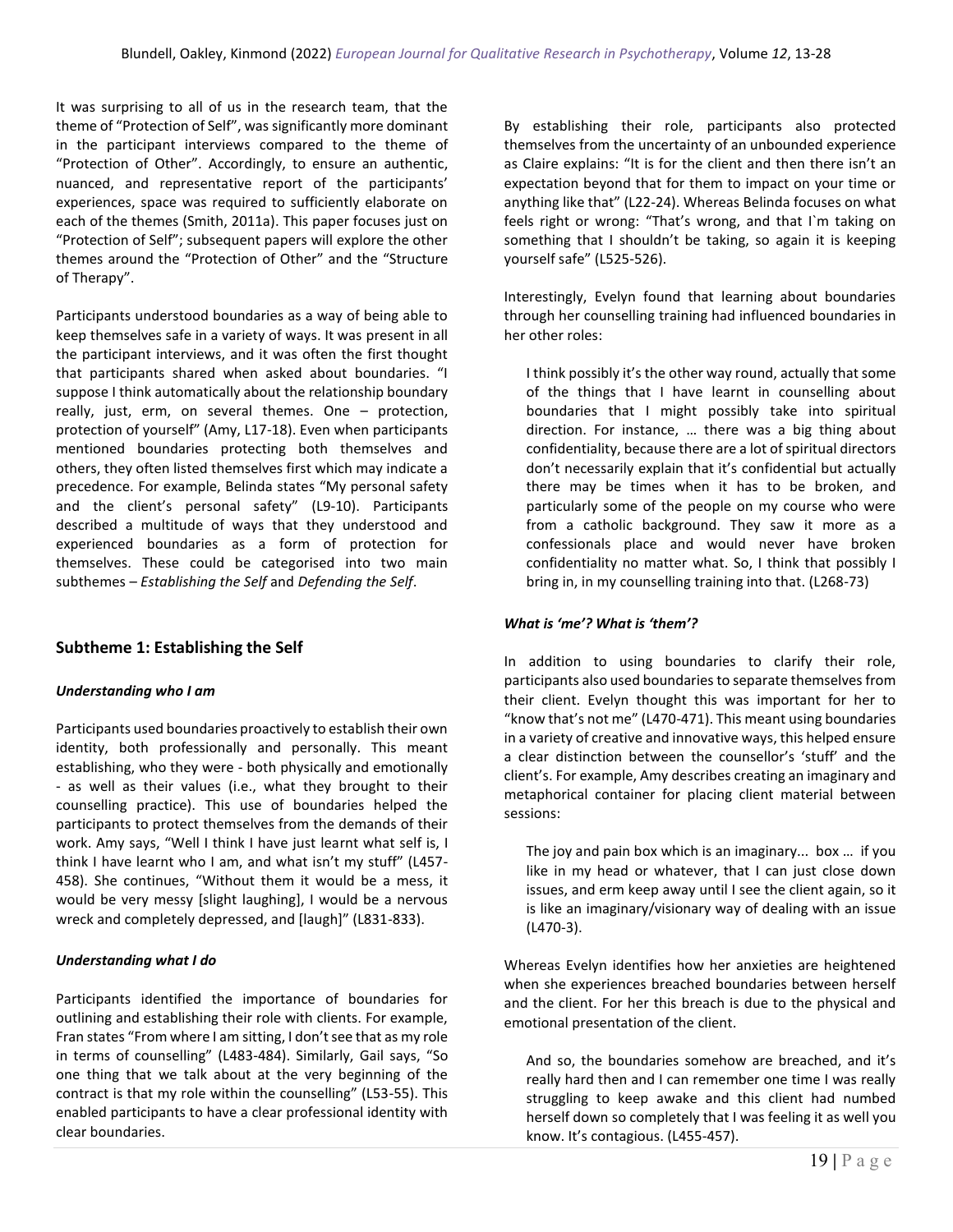It was surprising to all of us in the research team, that the theme of "Protection of Self", was significantly more dominant in the participant interviews compared to the theme of "Protection of Other". Accordingly, to ensure an authentic, nuanced, and representative report of the participants' experiences, space was required to sufficiently elaborate on each of the themes (Smith, 2011a). This paper focuses just on "Protection of Self"; subsequent papers will explore the other themes around the "Protection of Other" and the "Structure of Therapy".

Participants understood boundaries as a way of being able to keep themselves safe in a variety of ways. It was present in all the participant interviews, and it was often the first thought that participants shared when asked about boundaries. "I suppose I think automatically about the relationship boundary really, just, erm, on several themes. One – protection, protection of yourself" (Amy, L17-18). Even when participants mentioned boundaries protecting both themselves and others, they often listed themselves first which may indicate a precedence. For example, Belinda states "My personal safety and the client's personal safety" (L9-10). Participants described a multitude of ways that they understood and experienced boundaries as a form of protection for themselves. These could be categorised into two main subthemes – *Establishing the Self* and *Defending the Self*.

## Subtheme 1: Establishing the Self

***Understanding who I am***

Participants used boundaries proactively to establish their own identity, both professionally and personally. This meant establishing, who they were - both physically and emotionally - as well as their values (i.e., what they brought to their counselling practice). This use of boundaries helped the participants to protect themselves from the demands of their work. Amy says, "Well I think I have just learnt what self is, I think I have learnt who I am, and what isn't my stuff" (L457-458). She continues, "Without them it would be a mess, it would be very messy [slight laughing], I would be a nervous wreck and completely depressed, and [laugh]" (L831-833).

***Understanding what I do***

Participants identified the importance of boundaries for outlining and establishing their role with clients. For example, Fran states "From where I am sitting, I don't see that as my role in terms of counselling" (L483-484). Similarly, Gail says, "So one thing that we talk about at the very beginning of the contract is that my role within the counselling" (L53-55). This enabled participants to have a clear professional identity with clear boundaries.

By establishing their role, participants also protected themselves from the uncertainty of an unbounded experience as Claire explains: "It is for the client and then there isn't an expectation beyond that for them to impact on your time or anything like that" (L22-24). Whereas Belinda focuses on what feels right or wrong: "That's wrong, and that I`m taking on something that I shouldn't be taking, so again it is keeping yourself safe" (L525-526).

Interestingly, Evelyn found that learning about boundaries through her counselling training had influenced boundaries in her other roles:

> I think possibly it's the other way round, actually that some of the things that I have learnt in counselling about boundaries that I might possibly take into spiritual direction. For instance, … there was a big thing about confidentiality, because there are a lot of spiritual directors don't necessarily explain that it's confidential but actually there may be times when it has to be broken, and particularly some of the people on my course who were from a catholic background. They saw it more as a confessionals place and would never have broken confidentiality no matter what. So, I think that possibly I bring in, in my counselling training into that. (L268-73)

***What is 'me'? What is 'them'?***

In addition to using boundaries to clarify their role, participants also used boundaries to separate themselves from their client. Evelyn thought this was important for her to "know that's not me" (L470-471). This meant using boundaries in a variety of creative and innovative ways, this helped ensure a clear distinction between the counsellor's 'stuff' and the client's. For example, Amy describes creating an imaginary and metaphorical container for placing client material between sessions:

> The joy and pain box which is an imaginary... box … if you like in my head or whatever, that I can just close down issues, and erm keep away until I see the client again, so it is like an imaginary/visionary way of dealing with an issue (L470-3).

Whereas Evelyn identifies how her anxieties are heightened when she experiences breached boundaries between herself and the client. For her this breach is due to the physical and emotional presentation of the client.

> And so, the boundaries somehow are breached, and it's really hard then and I can remember one time I was really struggling to keep awake and this client had numbed herself down so completely that I was feeling it as well you know. It's contagious. (L455-457).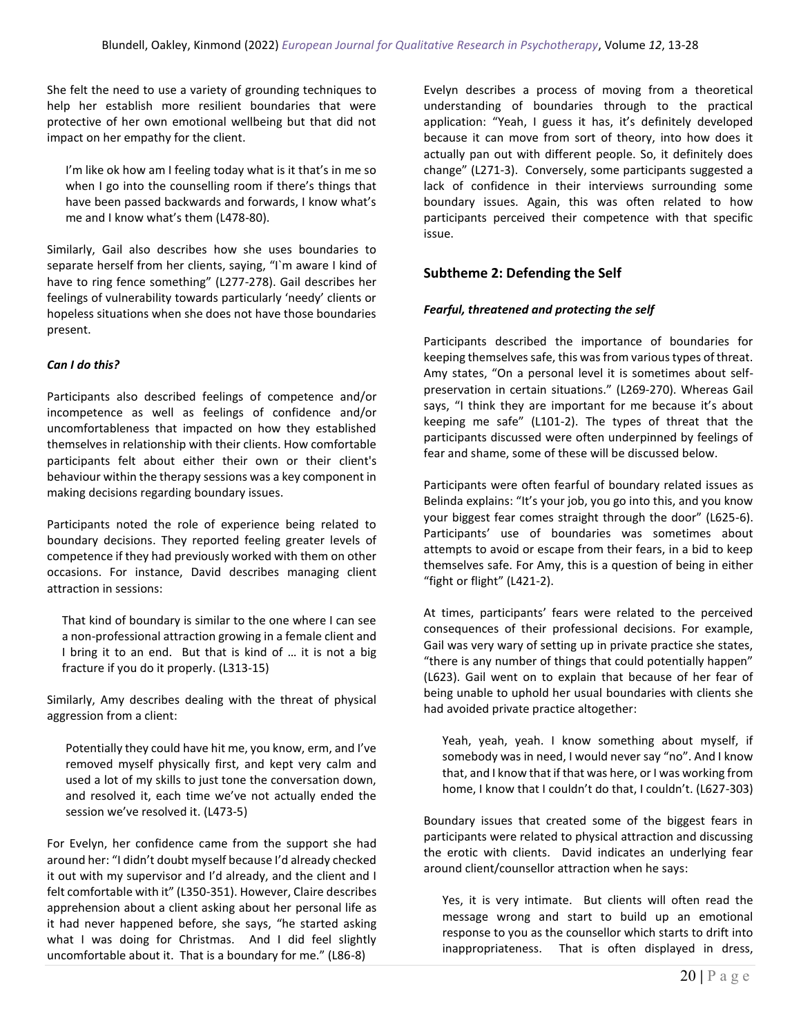She felt the need to use a variety of grounding techniques to help her establish more resilient boundaries that were protective of her own emotional wellbeing but that did not impact on her empathy for the client.

> I'm like ok how am I feeling today what is it that's in me so when I go into the counselling room if there's things that have been passed backwards and forwards, I know what's me and I know what's them (L478-80).

Similarly, Gail also describes how she uses boundaries to separate herself from her clients, saying, "I`m aware I kind of have to ring fence something" (L277-278). Gail describes her feelings of vulnerability towards particularly 'needy' clients or hopeless situations when she does not have those boundaries present.

***Can I do this?***

Participants also described feelings of competence and/or incompetence as well as feelings of confidence and/or uncomfortableness that impacted on how they established themselves in relationship with their clients. How comfortable participants felt about either their own or their client's behaviour within the therapy sessions was a key component in making decisions regarding boundary issues.

Participants noted the role of experience being related to boundary decisions. They reported feeling greater levels of competence if they had previously worked with them on other occasions. For instance, David describes managing client attraction in sessions:

> That kind of boundary is similar to the one where I can see a non-professional attraction growing in a female client and I bring it to an end. But that is kind of … it is not a big fracture if you do it properly. (L313-15)

Similarly, Amy describes dealing with the threat of physical aggression from a client:

> Potentially they could have hit me, you know, erm, and I've removed myself physically first, and kept very calm and used a lot of my skills to just tone the conversation down, and resolved it, each time we've not actually ended the session we've resolved it. (L473-5)

For Evelyn, her confidence came from the support she had around her: "I didn't doubt myself because I'd already checked it out with my supervisor and I'd already, and the client and I felt comfortable with it" (L350-351). However, Claire describes apprehension about a client asking about her personal life as it had never happened before, she says, "he started asking what I was doing for Christmas. And I did feel slightly uncomfortable about it. That is a boundary for me." (L86-8)

Evelyn describes a process of moving from a theoretical understanding of boundaries through to the practical application: "Yeah, I guess it has, it's definitely developed because it can move from sort of theory, into how does it actually pan out with different people. So, it definitely does change" (L271-3). Conversely, some participants suggested a lack of confidence in their interviews surrounding some boundary issues. Again, this was often related to how participants perceived their competence with that specific issue.

## Subtheme 2: Defending the Self

***Fearful, threatened and protecting the self***

Participants described the importance of boundaries for keeping themselves safe, this was from various types of threat. Amy states, "On a personal level it is sometimes about self-preservation in certain situations." (L269-270). Whereas Gail says, "I think they are important for me because it's about keeping me safe" (L101-2). The types of threat that the participants discussed were often underpinned by feelings of fear and shame, some of these will be discussed below.

Participants were often fearful of boundary related issues as Belinda explains: "It's your job, you go into this, and you know your biggest fear comes straight through the door" (L625-6). Participants' use of boundaries was sometimes about attempts to avoid or escape from their fears, in a bid to keep themselves safe. For Amy, this is a question of being in either "fight or flight" (L421-2).

At times, participants' fears were related to the perceived consequences of their professional decisions. For example, Gail was very wary of setting up in private practice she states, "there is any number of things that could potentially happen" (L623). Gail went on to explain that because of her fear of being unable to uphold her usual boundaries with clients she had avoided private practice altogether:

> Yeah, yeah, yeah. I know something about myself, if somebody was in need, I would never say "no". And I know that, and I know that if that was here, or I was working from home, I know that I couldn't do that, I couldn't. (L627-303)

Boundary issues that created some of the biggest fears in participants were related to physical attraction and discussing the erotic with clients. David indicates an underlying fear around client/counsellor attraction when he says:

> Yes, it is very intimate. But clients will often read the message wrong and start to build up an emotional response to you as the counsellor which starts to drift into inappropriateness. That is often displayed in dress,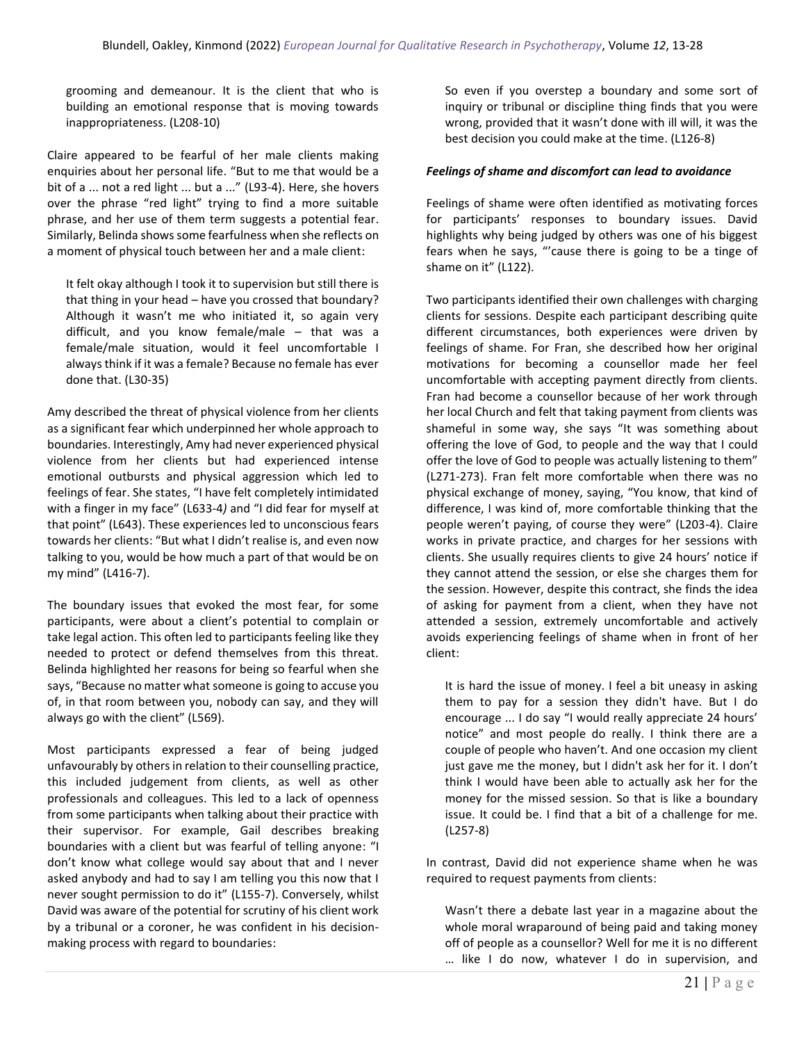grooming and demeanour. It is the client that who is building an emotional response that is moving towards inappropriateness. (L208-10)

Claire appeared to be fearful of her male clients making enquiries about her personal life. "But to me that would be a bit of a ... not a red light ... but a ..." (L93-4). Here, she hovers over the phrase "red light" trying to find a more suitable phrase, and her use of them term suggests a potential fear. Similarly, Belinda shows some fearfulness when she reflects on a moment of physical touch between her and a male client:

> It felt okay although I took it to supervision but still there is that thing in your head – have you crossed that boundary? Although it wasn't me who initiated it, so again very difficult, and you know female/male – that was a female/male situation, would it feel uncomfortable I always think if it was a female? Because no female has ever done that. (L30-35)

Amy described the threat of physical violence from her clients as a significant fear which underpinned her whole approach to boundaries. Interestingly, Amy had never experienced physical violence from her clients but had experienced intense emotional outbursts and physical aggression which led to feelings of fear. She states, "I have felt completely intimidated with a finger in my face" (L633-4*)* and "I did fear for myself at that point" (L643). These experiences led to unconscious fears towards her clients: "But what I didn't realise is, and even now talking to you, would be how much a part of that would be on my mind" (L416-7).

The boundary issues that evoked the most fear, for some participants, were about a client's potential to complain or take legal action. This often led to participants feeling like they needed to protect or defend themselves from this threat. Belinda highlighted her reasons for being so fearful when she says, "Because no matter what someone is going to accuse you of, in that room between you, nobody can say, and they will always go with the client" (L569).

Most participants expressed a fear of being judged unfavourably by others in relation to their counselling practice, this included judgement from clients, as well as other professionals and colleagues. This led to a lack of openness from some participants when talking about their practice with their supervisor. For example, Gail describes breaking boundaries with a client but was fearful of telling anyone: "I don't know what college would say about that and I never asked anybody and had to say I am telling you this now that I never sought permission to do it" (L155-7). Conversely, whilst David was aware of the potential for scrutiny of his client work by a tribunal or a coroner, he was confident in his decision-making process with regard to boundaries:

> So even if you overstep a boundary and some sort of inquiry or tribunal or discipline thing finds that you were wrong, provided that it wasn't done with ill will, it was the best decision you could make at the time. (L126-8)

***Feelings of shame and discomfort can lead to avoidance***

Feelings of shame were often identified as motivating forces for participants' responses to boundary issues. David highlights why being judged by others was one of his biggest fears when he says, "'cause there is going to be a tinge of shame on it" (L122).

Two participants identified their own challenges with charging clients for sessions. Despite each participant describing quite different circumstances, both experiences were driven by feelings of shame. For Fran, she described how her original motivations for becoming a counsellor made her feel uncomfortable with accepting payment directly from clients. Fran had become a counsellor because of her work through her local Church and felt that taking payment from clients was shameful in some way, she says "It was something about offering the love of God, to people and the way that I could offer the love of God to people was actually listening to them" (L271-273). Fran felt more comfortable when there was no physical exchange of money, saying, "You know, that kind of difference, I was kind of, more comfortable thinking that the people weren't paying, of course they were" (L203-4). Claire works in private practice, and charges for her sessions with clients. She usually requires clients to give 24 hours' notice if they cannot attend the session, or else she charges them for the session. However, despite this contract, she finds the idea of asking for payment from a client, when they have not attended a session, extremely uncomfortable and actively avoids experiencing feelings of shame when in front of her client:

> It is hard the issue of money. I feel a bit uneasy in asking them to pay for a session they didn't have. But I do encourage ... I do say "I would really appreciate 24 hours' notice" and most people do really. I think there are a couple of people who haven't. And one occasion my client just gave me the money, but I didn't ask her for it. I don't think I would have been able to actually ask her for the money for the missed session. So that is like a boundary issue. It could be. I find that a bit of a challenge for me. (L257-8)

In contrast, David did not experience shame when he was required to request payments from clients:

> Wasn't there a debate last year in a magazine about the whole moral wraparound of being paid and taking money off of people as a counsellor? Well for me it is no different … like I do now, whatever I do in supervision, and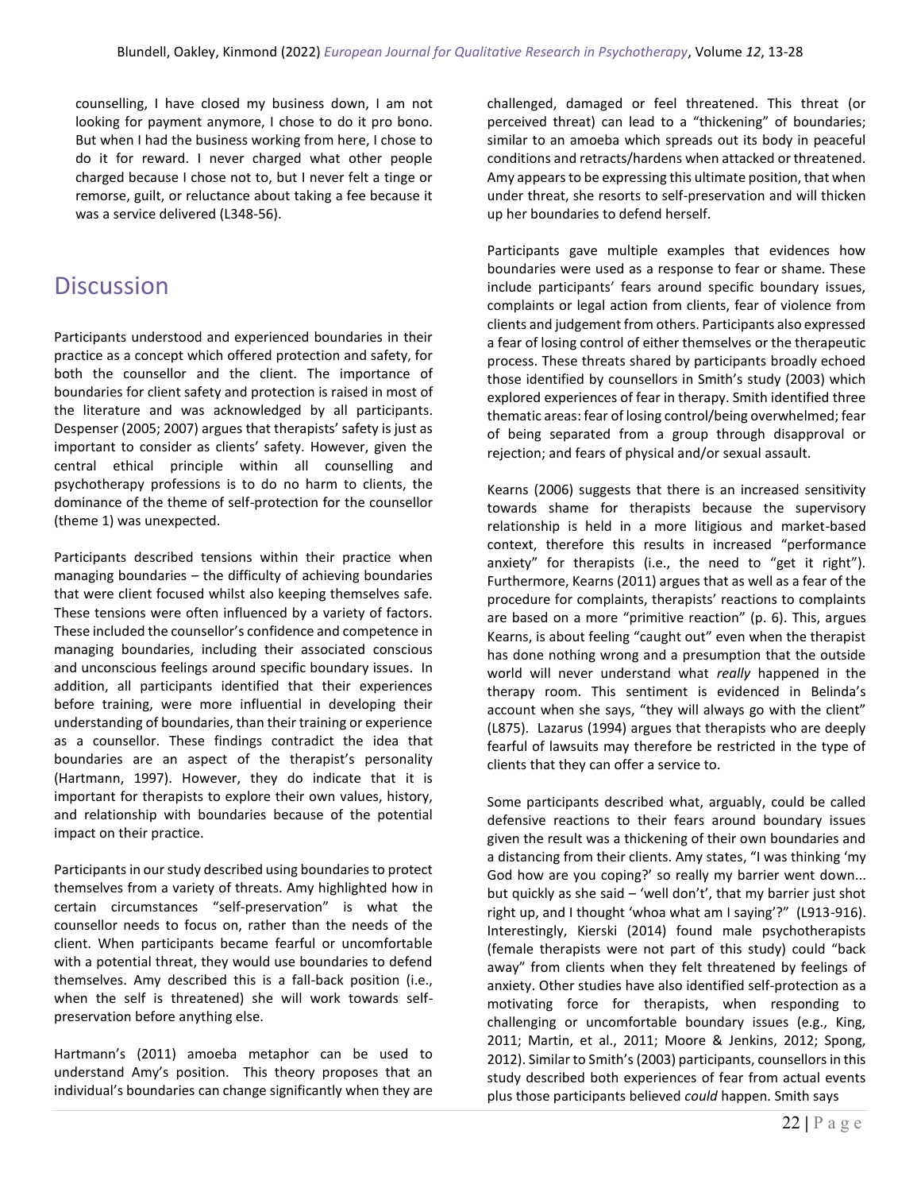counselling, I have closed my business down, I am not looking for payment anymore, I chose to do it pro bono. But when I had the business working from here, I chose to do it for reward. I never charged what other people charged because I chose not to, but I never felt a tinge or remorse, guilt, or reluctance about taking a fee because it was a service delivered (L348-56).

# Discussion

Participants understood and experienced boundaries in their practice as a concept which offered protection and safety, for both the counsellor and the client. The importance of boundaries for client safety and protection is raised in most of the literature and was acknowledged by all participants. Despenser (2005; 2007) argues that therapists' safety is just as important to consider as clients' safety. However, given the central ethical principle within all counselling and psychotherapy professions is to do no harm to clients, the dominance of the theme of self-protection for the counsellor (theme 1) was unexpected.

Participants described tensions within their practice when managing boundaries – the difficulty of achieving boundaries that were client focused whilst also keeping themselves safe. These tensions were often influenced by a variety of factors. These included the counsellor's confidence and competence in managing boundaries, including their associated conscious and unconscious feelings around specific boundary issues. In addition, all participants identified that their experiences before training, were more influential in developing their understanding of boundaries, than their training or experience as a counsellor. These findings contradict the idea that boundaries are an aspect of the therapist's personality (Hartmann, 1997). However, they do indicate that it is important for therapists to explore their own values, history, and relationship with boundaries because of the potential impact on their practice.

Participants in our study described using boundaries to protect themselves from a variety of threats. Amy highlighted how in certain circumstances "self-preservation" is what the counsellor needs to focus on, rather than the needs of the client. When participants became fearful or uncomfortable with a potential threat, they would use boundaries to defend themselves. Amy described this is a fall-back position (i.e., when the self is threatened) she will work towards self-preservation before anything else.

Hartmann's (2011) amoeba metaphor can be used to understand Amy's position. This theory proposes that an individual's boundaries can change significantly when they are challenged, damaged or feel threatened. This threat (or perceived threat) can lead to a "thickening" of boundaries; similar to an amoeba which spreads out its body in peaceful conditions and retracts/hardens when attacked or threatened. Amy appears to be expressing this ultimate position, that when under threat, she resorts to self-preservation and will thicken up her boundaries to defend herself.

Participants gave multiple examples that evidences how boundaries were used as a response to fear or shame. These include participants' fears around specific boundary issues, complaints or legal action from clients, fear of violence from clients and judgement from others. Participants also expressed a fear of losing control of either themselves or the therapeutic process. These threats shared by participants broadly echoed those identified by counsellors in Smith's study (2003) which explored experiences of fear in therapy. Smith identified three thematic areas: fear of losing control/being overwhelmed; fear of being separated from a group through disapproval or rejection; and fears of physical and/or sexual assault.

Kearns (2006) suggests that there is an increased sensitivity towards shame for therapists because the supervisory relationship is held in a more litigious and market-based context, therefore this results in increased "performance anxiety" for therapists (i.e., the need to "get it right"). Furthermore, Kearns (2011) argues that as well as a fear of the procedure for complaints, therapists' reactions to complaints are based on a more "primitive reaction" (p. 6). This, argues Kearns, is about feeling "caught out" even when the therapist has done nothing wrong and a presumption that the outside world will never understand what *really* happened in the therapy room. This sentiment is evidenced in Belinda's account when she says, "they will always go with the client" (L875). Lazarus (1994) argues that therapists who are deeply fearful of lawsuits may therefore be restricted in the type of clients that they can offer a service to.

Some participants described what, arguably, could be called defensive reactions to their fears around boundary issues given the result was a thickening of their own boundaries and a distancing from their clients. Amy states, "I was thinking 'my God how are you coping?' so really my barrier went down... but quickly as she said – 'well don't', that my barrier just shot right up, and I thought 'whoa what am I saying'?" (L913-916). Interestingly, Kierski (2014) found male psychotherapists (female therapists were not part of this study) could "back away" from clients when they felt threatened by feelings of anxiety. Other studies have also identified self-protection as a motivating force for therapists, when responding to challenging or uncomfortable boundary issues (e.g., King, 2011; Martin, et al., 2011; Moore & Jenkins, 2012; Spong, 2012). Similar to Smith's (2003) participants, counsellors in this study described both experiences of fear from actual events plus those participants believed *could* happen. Smith says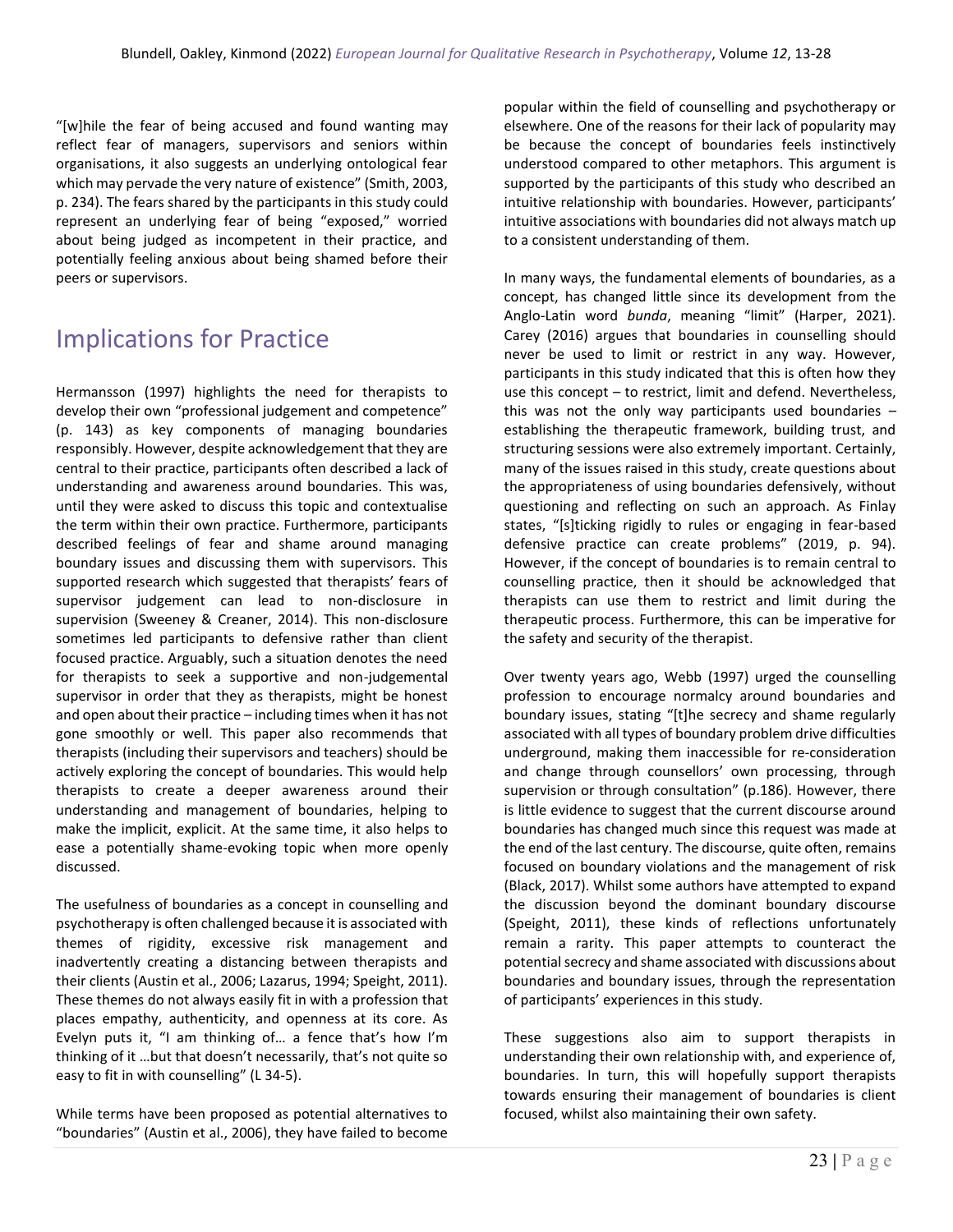"[w]hile the fear of being accused and found wanting may reflect fear of managers, supervisors and seniors within organisations, it also suggests an underlying ontological fear which may pervade the very nature of existence" (Smith, 2003, p. 234). The fears shared by the participants in this study could represent an underlying fear of being "exposed," worried about being judged as incompetent in their practice, and potentially feeling anxious about being shamed before their peers or supervisors.

## Implications for Practice

Hermansson (1997) highlights the need for therapists to develop their own "professional judgement and competence" (p. 143) as key components of managing boundaries responsibly. However, despite acknowledgement that they are central to their practice, participants often described a lack of understanding and awareness around boundaries. This was, until they were asked to discuss this topic and contextualise the term within their own practice. Furthermore, participants described feelings of fear and shame around managing boundary issues and discussing them with supervisors. This supported research which suggested that therapists' fears of supervisor judgement can lead to non-disclosure in supervision (Sweeney & Creaner, 2014). This non-disclosure sometimes led participants to defensive rather than client focused practice. Arguably, such a situation denotes the need for therapists to seek a supportive and non-judgemental supervisor in order that they as therapists, might be honest and open about their practice – including times when it has not gone smoothly or well. This paper also recommends that therapists (including their supervisors and teachers) should be actively exploring the concept of boundaries. This would help therapists to create a deeper awareness around their understanding and management of boundaries, helping to make the implicit, explicit. At the same time, it also helps to ease a potentially shame-evoking topic when more openly discussed.

The usefulness of boundaries as a concept in counselling and psychotherapy is often challenged because it is associated with themes of rigidity, excessive risk management and inadvertently creating a distancing between therapists and their clients (Austin et al., 2006; Lazarus, 1994; Speight, 2011). These themes do not always easily fit in with a profession that places empathy, authenticity, and openness at its core. As Evelyn puts it, "I am thinking of… a fence that's how I'm thinking of it …but that doesn't necessarily, that's not quite so easy to fit in with counselling" (L 34-5).

While terms have been proposed as potential alternatives to "boundaries" (Austin et al., 2006), they have failed to become popular within the field of counselling and psychotherapy or elsewhere. One of the reasons for their lack of popularity may be because the concept of boundaries feels instinctively understood compared to other metaphors. This argument is supported by the participants of this study who described an intuitive relationship with boundaries. However, participants' intuitive associations with boundaries did not always match up to a consistent understanding of them.

In many ways, the fundamental elements of boundaries, as a concept, has changed little since its development from the Anglo-Latin word *bunda*, meaning "limit" (Harper, 2021). Carey (2016) argues that boundaries in counselling should never be used to limit or restrict in any way. However, participants in this study indicated that this is often how they use this concept – to restrict, limit and defend. Nevertheless, this was not the only way participants used boundaries – establishing the therapeutic framework, building trust, and structuring sessions were also extremely important. Certainly, many of the issues raised in this study, create questions about the appropriateness of using boundaries defensively, without questioning and reflecting on such an approach. As Finlay states, "[s]ticking rigidly to rules or engaging in fear-based defensive practice can create problems" (2019, p. 94). However, if the concept of boundaries is to remain central to counselling practice, then it should be acknowledged that therapists can use them to restrict and limit during the therapeutic process. Furthermore, this can be imperative for the safety and security of the therapist.

Over twenty years ago, Webb (1997) urged the counselling profession to encourage normalcy around boundaries and boundary issues, stating "[t]he secrecy and shame regularly associated with all types of boundary problem drive difficulties underground, making them inaccessible for re-consideration and change through counsellors' own processing, through supervision or through consultation" (p.186). However, there is little evidence to suggest that the current discourse around boundaries has changed much since this request was made at the end of the last century. The discourse, quite often, remains focused on boundary violations and the management of risk (Black, 2017). Whilst some authors have attempted to expand the discussion beyond the dominant boundary discourse (Speight, 2011), these kinds of reflections unfortunately remain a rarity. This paper attempts to counteract the potential secrecy and shame associated with discussions about boundaries and boundary issues, through the representation of participants' experiences in this study.

These suggestions also aim to support therapists in understanding their own relationship with, and experience of, boundaries. In turn, this will hopefully support therapists towards ensuring their management of boundaries is client focused, whilst also maintaining their own safety.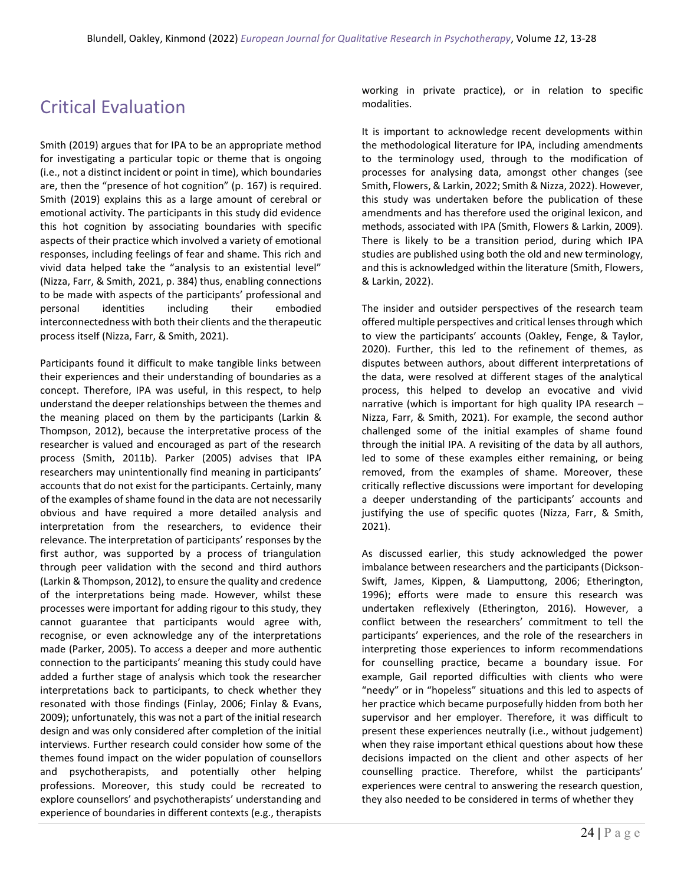## Critical Evaluation

Smith (2019) argues that for IPA to be an appropriate method for investigating a particular topic or theme that is ongoing (i.e., not a distinct incident or point in time), which boundaries are, then the "presence of hot cognition" (p. 167) is required. Smith (2019) explains this as a large amount of cerebral or emotional activity. The participants in this study did evidence this hot cognition by associating boundaries with specific aspects of their practice which involved a variety of emotional responses, including feelings of fear and shame. This rich and vivid data helped take the "analysis to an existential level" (Nizza, Farr, & Smith, 2021, p. 384) thus, enabling connections to be made with aspects of the participants' professional and personal identities including their embodied interconnectedness with both their clients and the therapeutic process itself (Nizza, Farr, & Smith, 2021).

Participants found it difficult to make tangible links between their experiences and their understanding of boundaries as a concept. Therefore, IPA was useful, in this respect, to help understand the deeper relationships between the themes and the meaning placed on them by the participants (Larkin & Thompson, 2012), because the interpretative process of the researcher is valued and encouraged as part of the research process (Smith, 2011b). Parker (2005) advises that IPA researchers may unintentionally find meaning in participants' accounts that do not exist for the participants. Certainly, many of the examples of shame found in the data are not necessarily obvious and have required a more detailed analysis and interpretation from the researchers, to evidence their relevance. The interpretation of participants' responses by the first author, was supported by a process of triangulation through peer validation with the second and third authors (Larkin & Thompson, 2012), to ensure the quality and credence of the interpretations being made. However, whilst these processes were important for adding rigour to this study, they cannot guarantee that participants would agree with, recognise, or even acknowledge any of the interpretations made (Parker, 2005). To access a deeper and more authentic connection to the participants' meaning this study could have added a further stage of analysis which took the researcher interpretations back to participants, to check whether they resonated with those findings (Finlay, 2006; Finlay & Evans, 2009); unfortunately, this was not a part of the initial research design and was only considered after completion of the initial interviews. Further research could consider how some of the themes found impact on the wider population of counsellors and psychotherapists, and potentially other helping professions. Moreover, this study could be recreated to explore counsellors' and psychotherapists' understanding and experience of boundaries in different contexts (e.g., therapists working in private practice), or in relation to specific modalities.

It is important to acknowledge recent developments within the methodological literature for IPA, including amendments to the terminology used, through to the modification of processes for analysing data, amongst other changes (see Smith, Flowers, & Larkin, 2022; Smith & Nizza, 2022). However, this study was undertaken before the publication of these amendments and has therefore used the original lexicon, and methods, associated with IPA (Smith, Flowers & Larkin, 2009). There is likely to be a transition period, during which IPA studies are published using both the old and new terminology, and this is acknowledged within the literature (Smith, Flowers, & Larkin, 2022).

The insider and outsider perspectives of the research team offered multiple perspectives and critical lenses through which to view the participants' accounts (Oakley, Fenge, & Taylor, 2020). Further, this led to the refinement of themes, as disputes between authors, about different interpretations of the data, were resolved at different stages of the analytical process, this helped to develop an evocative and vivid narrative (which is important for high quality IPA research – Nizza, Farr, & Smith, 2021). For example, the second author challenged some of the initial examples of shame found through the initial IPA. A revisiting of the data by all authors, led to some of these examples either remaining, or being removed, from the examples of shame. Moreover, these critically reflective discussions were important for developing a deeper understanding of the participants' accounts and justifying the use of specific quotes (Nizza, Farr, & Smith, 2021).

As discussed earlier, this study acknowledged the power imbalance between researchers and the participants (Dickson-Swift, James, Kippen, & Liamputtong, 2006; Etherington, 1996); efforts were made to ensure this research was undertaken reflexively (Etherington, 2016). However, a conflict between the researchers' commitment to tell the participants' experiences, and the role of the researchers in interpreting those experiences to inform recommendations for counselling practice, became a boundary issue. For example, Gail reported difficulties with clients who were "needy" or in "hopeless" situations and this led to aspects of her practice which became purposefully hidden from both her supervisor and her employer. Therefore, it was difficult to present these experiences neutrally (i.e., without judgement) when they raise important ethical questions about how these decisions impacted on the client and other aspects of her counselling practice. Therefore, whilst the participants' experiences were central to answering the research question, they also needed to be considered in terms of whether they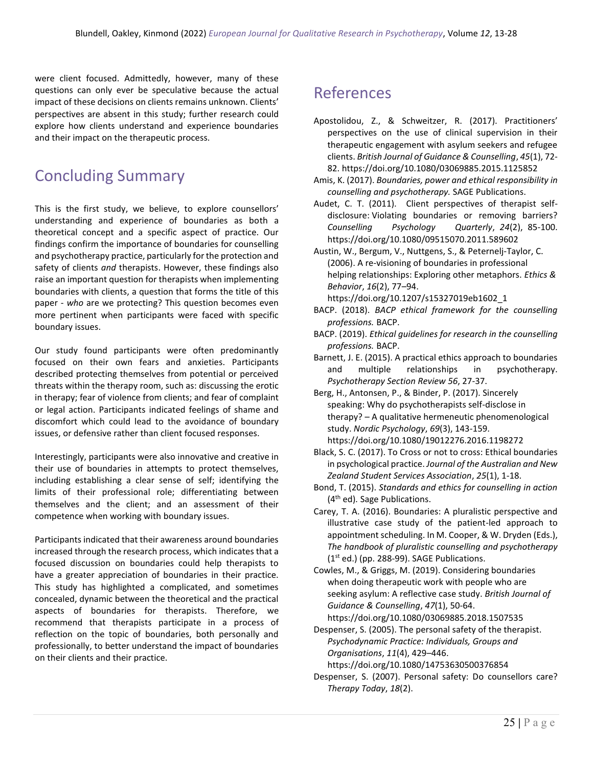were client focused. Admittedly, however, many of these questions can only ever be speculative because the actual impact of these decisions on clients remains unknown. Clients' perspectives are absent in this study; further research could explore how clients understand and experience boundaries and their impact on the therapeutic process.

## Concluding Summary

This is the first study, we believe, to explore counsellors' understanding and experience of boundaries as both a theoretical concept and a specific aspect of practice. Our findings confirm the importance of boundaries for counselling and psychotherapy practice, particularly for the protection and safety of clients *and* therapists. However, these findings also raise an important question for therapists when implementing boundaries with clients, a question that forms the title of this paper - *who* are we protecting? This question becomes even more pertinent when participants were faced with specific boundary issues.

Our study found participants were often predominantly focused on their own fears and anxieties. Participants described protecting themselves from potential or perceived threats within the therapy room, such as: discussing the erotic in therapy; fear of violence from clients; and fear of complaint or legal action. Participants indicated feelings of shame and discomfort which could lead to the avoidance of boundary issues, or defensive rather than client focused responses.

Interestingly, participants were also innovative and creative in their use of boundaries in attempts to protect themselves, including establishing a clear sense of self; identifying the limits of their professional role; differentiating between themselves and the client; and an assessment of their competence when working with boundary issues.

Participants indicated that their awareness around boundaries increased through the research process, which indicates that a focused discussion on boundaries could help therapists to have a greater appreciation of boundaries in their practice. This study has highlighted a complicated, and sometimes concealed, dynamic between the theoretical and the practical aspects of boundaries for therapists. Therefore, we recommend that therapists participate in a process of reflection on the topic of boundaries, both personally and professionally, to better understand the impact of boundaries on their clients and their practice.

## References

Apostolidou, Z., & Schweitzer, R. (2017). Practitioners' perspectives on the use of clinical supervision in their therapeutic engagement with asylum seekers and refugee clients. *British Journal of Guidance & Counselling*, *45*(1), 72-82. https://doi.org/10.1080/03069885.2015.1125852

Amis, K. (2017). *Boundaries, power and ethical responsibility in counselling and psychotherapy.* SAGE Publications.

Audet, C. T. (2011). Client perspectives of therapist self-disclosure: Violating boundaries or removing barriers? *Counselling Psychology Quarterly*, *24*(2), 85-100. https://doi.org/10.1080/09515070.2011.589602

Austin, W., Bergum, V., Nuttgens, S., & Peternelj-Taylor, C. (2006). A re-visioning of boundaries in professional helping relationships: Exploring other metaphors. *Ethics & Behavior*, *16*(2), 77–94. https://doi.org/10.1207/s15327019eb1602_1

BACP. (2018). *BACP ethical framework for the counselling professions.* BACP.

BACP. (2019). *Ethical guidelines for research in the counselling professions.* BACP.

Barnett, J. E. (2015). A practical ethics approach to boundaries and multiple relationships in psychotherapy. *Psychotherapy Section Review 56*, 27-37.

Berg, H., Antonsen, P., & Binder, P. (2017). Sincerely speaking: Why do psychotherapists self-disclose in therapy? – A qualitative hermeneutic phenomenological study. *Nordic Psychology*, *69*(3), 143-159. https://doi.org/10.1080/19012276.2016.1198272

Black, S. C. (2017). To Cross or not to cross: Ethical boundaries in psychological practice. *Journal of the Australian and New Zealand Student Services Association*, *25*(1), 1-18.

Bond, T. (2015). *Standards and ethics for counselling in action* (4th ed). Sage Publications.

Carey, T. A. (2016). Boundaries: A pluralistic perspective and illustrative case study of the patient-led approach to appointment scheduling. In M. Cooper, & W. Dryden (Eds.), *The handbook of pluralistic counselling and psychotherapy* (1st ed.) (pp. 288-99). SAGE Publications.

Cowles, M., & Griggs, M. (2019). Considering boundaries when doing therapeutic work with people who are seeking asylum: A reflective case study. *British Journal of Guidance & Counselling*, *47*(1), 50-64. https://doi.org/10.1080/03069885.2018.1507535

Despenser, S. (2005). The personal safety of the therapist. *Psychodynamic Practice: Individuals, Groups and Organisations*, *11*(4), 429–446. https://doi.org/10.1080/14753630500376854

Despenser, S. (2007). Personal safety: Do counsellors care? *Therapy Today*, *18*(2).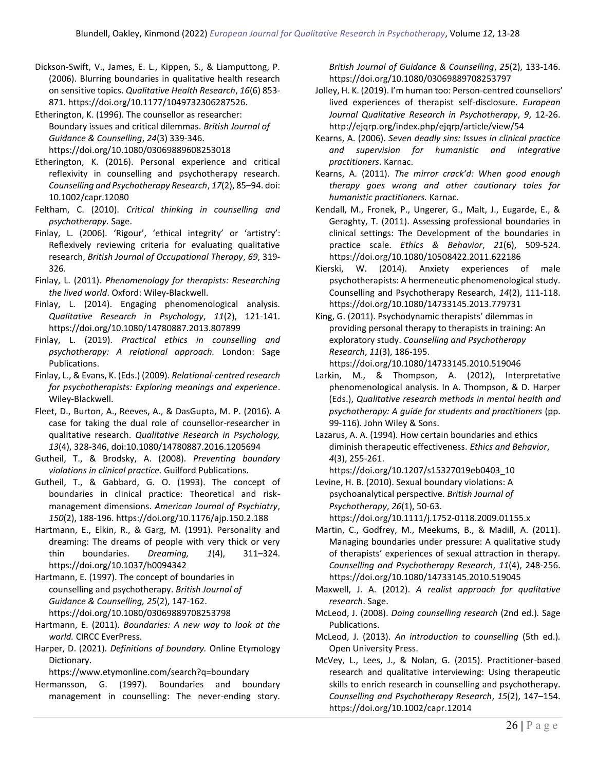Dickson-Swift, V., James, E. L., Kippen, S., & Liamputtong, P. (2006). Blurring boundaries in qualitative health research on sensitive topics. *Qualitative Health Research*, *16*(6) 853-871. https://doi.org/10.1177/1049732306287526.

Etherington, K. (1996). The counsellor as researcher: Boundary issues and critical dilemmas. *British Journal of Guidance & Counselling*, *24*(3) 339-346. https://doi.org/10.1080/03069889608253018

Etherington, K. (2016). Personal experience and critical reflexivity in counselling and psychotherapy research. *Counselling and Psychotherapy Research*, *17*(2), 85–94. doi: 10.1002/capr.12080

Feltham, C. (2010). *Critical thinking in counselling and psychotherapy.* Sage.

Finlay, L. (2006). 'Rigour', 'ethical integrity' or 'artistry': Reflexively reviewing criteria for evaluating qualitative research, *British Journal of Occupational Therapy*, *69*, 319-326.

Finlay, L. (2011). *Phenomenology for therapists: Researching the lived world*. Oxford: Wiley-Blackwell.

Finlay, L. (2014). Engaging phenomenological analysis. *Qualitative Research in Psychology*, *11*(2), 121-141. https://doi.org/10.1080/14780887.2013.807899

Finlay, L. (2019). *Practical ethics in counselling and psychotherapy: A relational approach.* London: Sage Publications.

Finlay, L., & Evans, K. (Eds.) (2009). *Relational-centred research for psychotherapists: Exploring meanings and experience*. Wiley-Blackwell.

Fleet, D., Burton, A., Reeves, A., & DasGupta, M. P. (2016). A case for taking the dual role of counsellor-researcher in qualitative research. *Qualitative Research in Psychology, 13*(4), 328-346, doi:10.1080/14780887.2016.1205694

Gutheil, T., & Brodsky, A. (2008). *Preventing boundary violations in clinical practice.* Guilford Publications.

Gutheil, T., & Gabbard, G. O. (1993). The concept of boundaries in clinical practice: Theoretical and risk-management dimensions. *American Journal of Psychiatry*, *150*(2), 188-196. https://doi.org/10.1176/ajp.150.2.188

Hartmann, E., Elkin, R., & Garg, M. (1991). Personality and dreaming: The dreams of people with very thick or very thin boundaries. *Dreaming, 1*(4), 311–324. https://doi.org/10.1037/h0094342

Hartmann, E. (1997). The concept of boundaries in counselling and psychotherapy. *British Journal of Guidance & Counselling, 25*(2), 147-162. https://doi.org/10.1080/03069889708253798

Hartmann, E. (2011). *Boundaries: A new way to look at the world.* CIRCC EverPress.

Harper, D. (2021). *Definitions of boundary.* Online Etymology Dictionary. https://www.etymonline.com/search?q=boundary

Hermansson, G. (1997). Boundaries and boundary management in counselling: The never-ending story. *British Journal of Guidance & Counselling*, *25*(2), 133-146. https://doi.org/10.1080/03069889708253797

Jolley, H. K. (2019). I'm human too: Person-centred counsellors' lived experiences of therapist self-disclosure. *European Journal Qualitative Research in Psychotherapy*, *9*, 12-26. http://ejqrp.org/index.php/ejqrp/article/view/54

Kearns, A. (2006). *Seven deadly sins: Issues in clinical practice and supervision for humanistic and integrative practitioners*. Karnac.

Kearns, A. (2011). *The mirror crack'd: When good enough therapy goes wrong and other cautionary tales for humanistic practitioners.* Karnac.

Kendall, M., Fronek, P., Ungerer, G., Malt, J., Eugarde, E., & Geraghty, T. (2011). Assessing professional boundaries in clinical settings: The Development of the boundaries in practice scale. *Ethics & Behavior*, *21*(6), 509-524. https://doi.org/10.1080/10508422.2011.622186

Kierski, W. (2014). Anxiety experiences of male psychotherapists: A hermeneutic phenomenological study. Counselling and Psychotherapy Research, *14*(2), 111-118. https://doi.org/10.1080/14733145.2013.779731

King, G. (2011). Psychodynamic therapists' dilemmas in providing personal therapy to therapists in training: An exploratory study. *Counselling and Psychotherapy Research*, *11*(3), 186-195. https://doi.org/10.1080/14733145.2010.519046

Larkin, M., & Thompson, A. (2012), Interpretative phenomenological analysis. In A. Thompson, & D. Harper (Eds.), *Qualitative research methods in mental health and psychotherapy: A guide for students and practitioners* (pp. 99-116)*.* John Wiley & Sons.

Lazarus, A. A. (1994). How certain boundaries and ethics diminish therapeutic effectiveness. *Ethics and Behavior*, *4*(3), 255-261. https://doi.org/10.1207/s15327019eb0403_10

Levine, H. B. (2010). Sexual boundary violations: A psychoanalytical perspective. *British Journal of Psychotherapy*, *26*(1), 50-63. https://doi.org/10.1111/j.1752-0118.2009.01155.x

Martin, C., Godfrey, M., Meekums, B., & Madill, A. (2011). Managing boundaries under pressure: A qualitative study of therapists' experiences of sexual attraction in therapy. *Counselling and Psychotherapy Research*, *11*(4), 248-256. https://doi.org/10.1080/14733145.2010.519045

Maxwell, J. A. (2012). *A realist approach for qualitative research*. Sage.

McLeod, J. (2008). *Doing counselling research* (2nd ed.)*.* Sage Publications.

McLeod, J. (2013). *An introduction to counselling* (5th ed.)*.* Open University Press.

McVey, L., Lees, J., & Nolan, G. (2015). Practitioner-based research and qualitative interviewing: Using therapeutic skills to enrich research in counselling and psychotherapy. *Counselling and Psychotherapy Research*, *15*(2), 147–154. https://doi.org/10.1002/capr.12014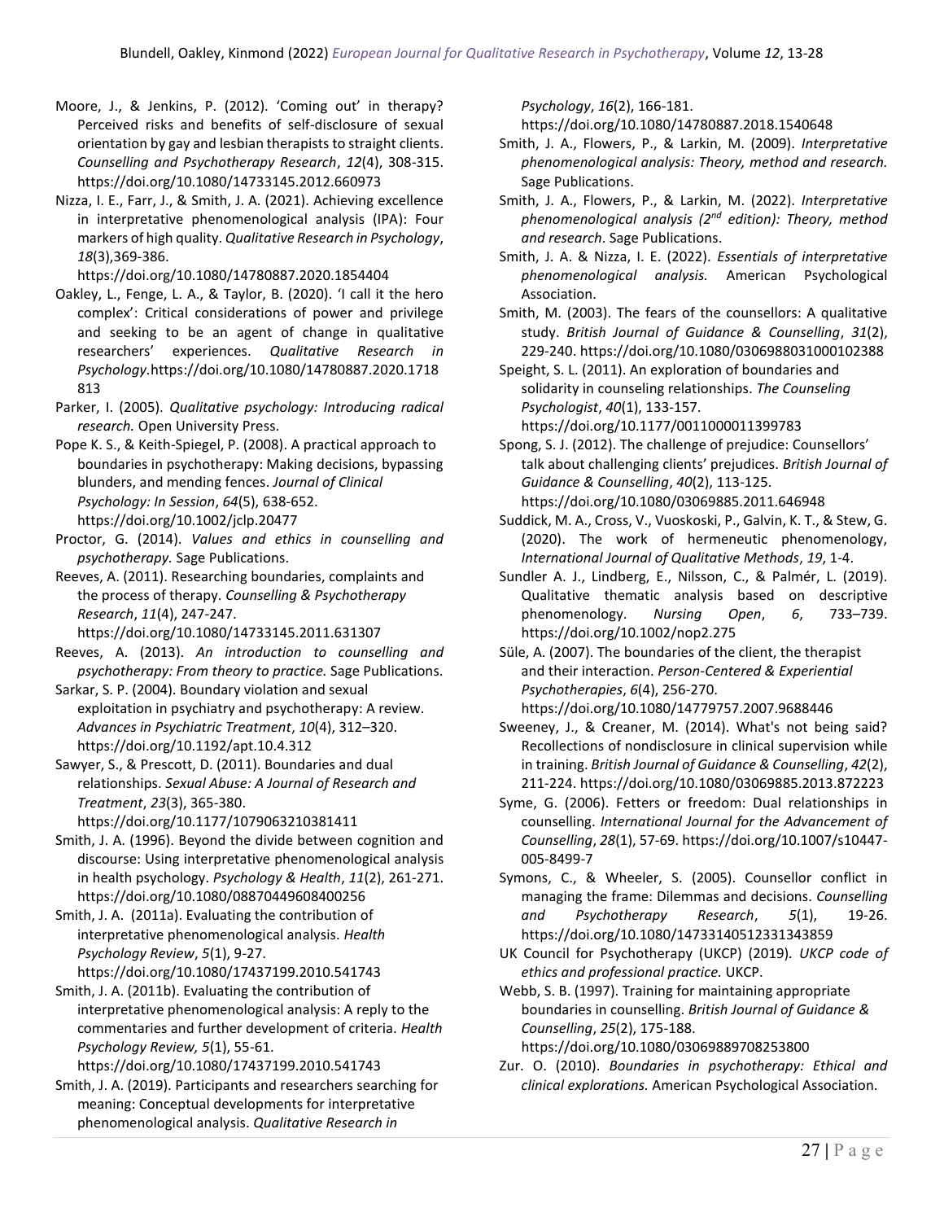Moore, J., & Jenkins, P. (2012). 'Coming out' in therapy? Perceived risks and benefits of self-disclosure of sexual orientation by gay and lesbian therapists to straight clients. *Counselling and Psychotherapy Research*, *12*(4), 308-315. https://doi.org/10.1080/14733145.2012.660973

Nizza, I. E., Farr, J., & Smith, J. A. (2021). Achieving excellence in interpretative phenomenological analysis (IPA): Four markers of high quality. *Qualitative Research in Psychology*, *18*(3),369-386. https://doi.org/10.1080/14780887.2020.1854404

Oakley, L., Fenge, L. A., & Taylor, B. (2020). 'I call it the hero complex': Critical considerations of power and privilege and seeking to be an agent of change in qualitative researchers' experiences. *Qualitative Research in Psychology*.https://doi.org/10.1080/14780887.2020.1718813

Parker, I. (2005). *Qualitative psychology: Introducing radical research.* Open University Press.

Pope K. S., & Keith-Spiegel, P. (2008). A practical approach to boundaries in psychotherapy: Making decisions, bypassing blunders, and mending fences. *Journal of Clinical Psychology: In Session*, *64*(5), 638-652. https://doi.org/10.1002/jclp.20477

Proctor, G. (2014). *Values and ethics in counselling and psychotherapy.* Sage Publications.

Reeves, A. (2011). Researching boundaries, complaints and the process of therapy. *Counselling & Psychotherapy Research*, *11*(4), 247-247. https://doi.org/10.1080/14733145.2011.631307

Reeves, A. (2013). *An introduction to counselling and psychotherapy: From theory to practice.* Sage Publications.

Sarkar, S. P. (2004). Boundary violation and sexual exploitation in psychiatry and psychotherapy: A review. *Advances in Psychiatric Treatment*, *10*(4), 312–320. https://doi.org/10.1192/apt.10.4.312

Sawyer, S., & Prescott, D. (2011). Boundaries and dual relationships. *Sexual Abuse: A Journal of Research and Treatment*, *23*(3), 365-380. https://doi.org/10.1177/1079063210381411

Smith, J. A. (1996). Beyond the divide between cognition and discourse: Using interpretative phenomenological analysis in health psychology. *Psychology & Health*, *11*(2), 261-271. https://doi.org/10.1080/08870449608400256

Smith, J. A. (2011a). Evaluating the contribution of interpretative phenomenological analysis. *Health Psychology Review*, *5*(1), 9-27. https://doi.org/10.1080/17437199.2010.541743

Smith, J. A. (2011b). Evaluating the contribution of interpretative phenomenological analysis: A reply to the commentaries and further development of criteria. *Health Psychology Review, 5*(1), 55-61. https://doi.org/10.1080/17437199.2010.541743

Smith, J. A. (2019). Participants and researchers searching for meaning: Conceptual developments for interpretative phenomenological analysis. *Qualitative Research in Psychology*, *16*(2), 166-181. https://doi.org/10.1080/14780887.2018.1540648

Smith, J. A., Flowers, P., & Larkin, M. (2009). *Interpretative phenomenological analysis: Theory, method and research.* Sage Publications.

Smith, J. A., Flowers, P., & Larkin, M. (2022). *Interpretative phenomenological analysis (2nd edition): Theory, method and research*. Sage Publications.

Smith, J. A. & Nizza, I. E. (2022). *Essentials of interpretative phenomenological analysis.* American Psychological Association.

Smith, M. (2003). The fears of the counsellors: A qualitative study. *British Journal of Guidance & Counselling*, *31*(2), 229-240. https://doi.org/10.1080/0306988031000102388

Speight, S. L. (2011). An exploration of boundaries and solidarity in counseling relationships. *The Counseling Psychologist*, *40*(1), 133-157. https://doi.org/10.1177/0011000011399783

Spong, S. J. (2012). The challenge of prejudice: Counsellors' talk about challenging clients' prejudices. *British Journal of Guidance & Counselling*, *40*(2), 113-125. https://doi.org/10.1080/03069885.2011.646948

Suddick, M. A., Cross, V., Vuoskoski, P., Galvin, K. T., & Stew, G. (2020). The work of hermeneutic phenomenology, *International Journal of Qualitative Methods*, *19*, 1-4.

Sundler A. J., Lindberg, E., Nilsson, C., & Palmér, L. (2019). Qualitative thematic analysis based on descriptive phenomenology. *Nursing Open*, *6*, 733–739. https://doi.org/10.1002/nop2.275

Süle, A. (2007). The boundaries of the client, the therapist and their interaction. *Person-Centered & Experiential Psychotherapies*, *6*(4), 256-270. https://doi.org/10.1080/14779757.2007.9688446

Sweeney, J., & Creaner, M. (2014). What's not being said? Recollections of nondisclosure in clinical supervision while in training. *British Journal of Guidance & Counselling*, *42*(2), 211-224. https://doi.org/10.1080/03069885.2013.872223

Syme, G. (2006). Fetters or freedom: Dual relationships in counselling. *International Journal for the Advancement of Counselling*, *28*(1), 57-69. https://doi.org/10.1007/s10447-005-8499-7

Symons, C., & Wheeler, S. (2005). Counsellor conflict in managing the frame: Dilemmas and decisions. *Counselling and Psychotherapy Research*, *5*(1), 19-26. https://doi.org/10.1080/14733140512331343859

UK Council for Psychotherapy (UKCP) (2019). *UKCP code of ethics and professional practice.* UKCP.

Webb, S. B. (1997). Training for maintaining appropriate boundaries in counselling. *British Journal of Guidance & Counselling*, *25*(2), 175-188. https://doi.org/10.1080/03069889708253800

Zur. O. (2010). *Boundaries in psychotherapy: Ethical and clinical explorations.* American Psychological Association.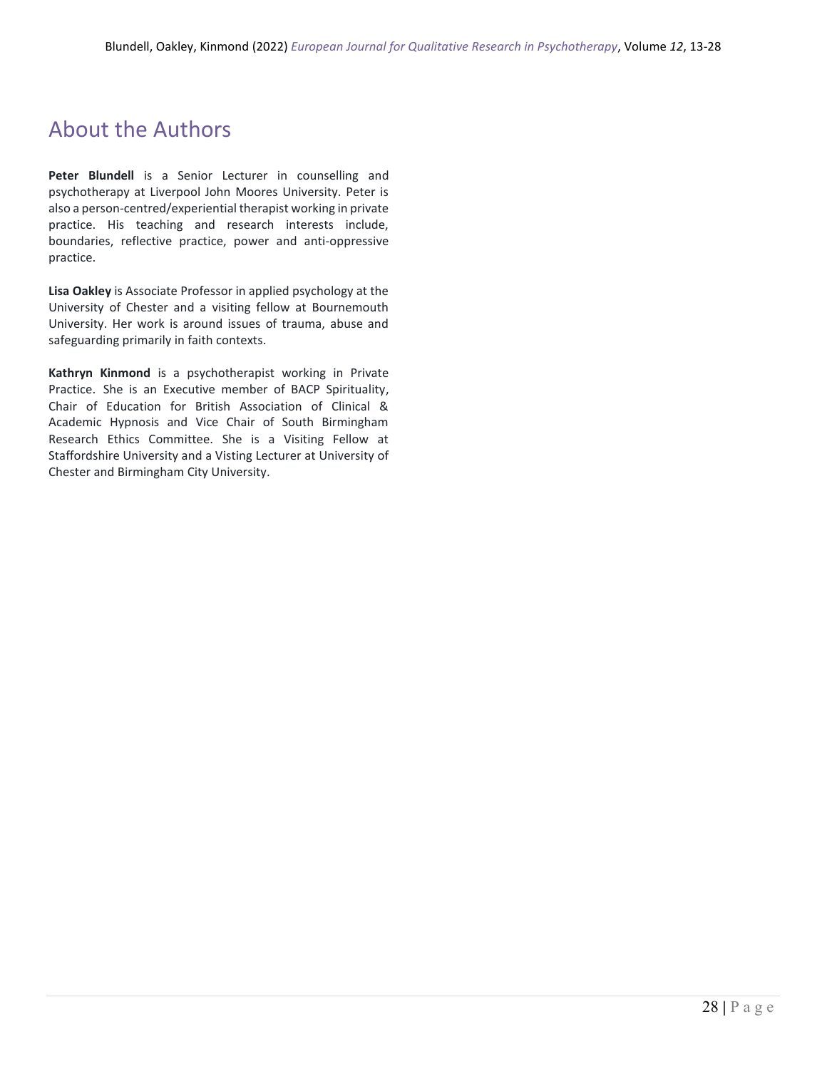## About the Authors

**Peter Blundell** is a Senior Lecturer in counselling and psychotherapy at Liverpool John Moores University. Peter is also a person-centred/experiential therapist working in private practice. His teaching and research interests include, boundaries, reflective practice, power and anti-oppressive practice.

**Lisa Oakley** is Associate Professor in applied psychology at the University of Chester and a visiting fellow at Bournemouth University. Her work is around issues of trauma, abuse and safeguarding primarily in faith contexts.

**Kathryn Kinmond** is a psychotherapist working in Private Practice. She is an Executive member of BACP Spirituality, Chair of Education for British Association of Clinical & Academic Hypnosis and Vice Chair of South Birmingham Research Ethics Committee. She is a Visiting Fellow at Staffordshire University and a Visting Lecturer at University of Chester and Birmingham City University.